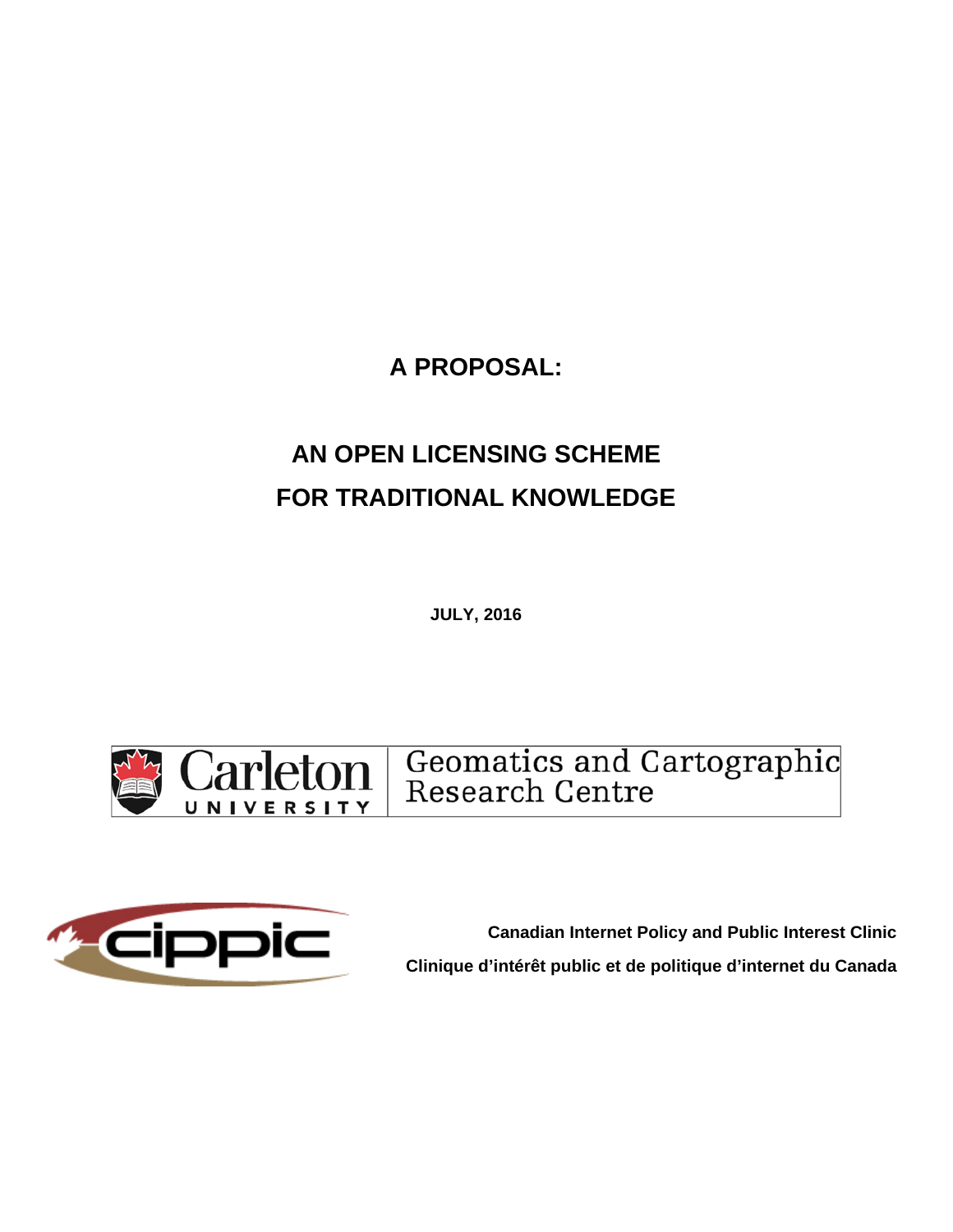# A PROPOSAL:

# AN OPEN LICENSING SCHEME FOR TRADITIONAL KNOWLEDGE

**JULY, 2016**

Carleton UNIVERSITY | Geomatics and Cartographic Research Centre

cippic

**Canadian Internet Policy and Public Interest Clinic**

**Clinique d'intérêt public et de politique d'internet du Canada**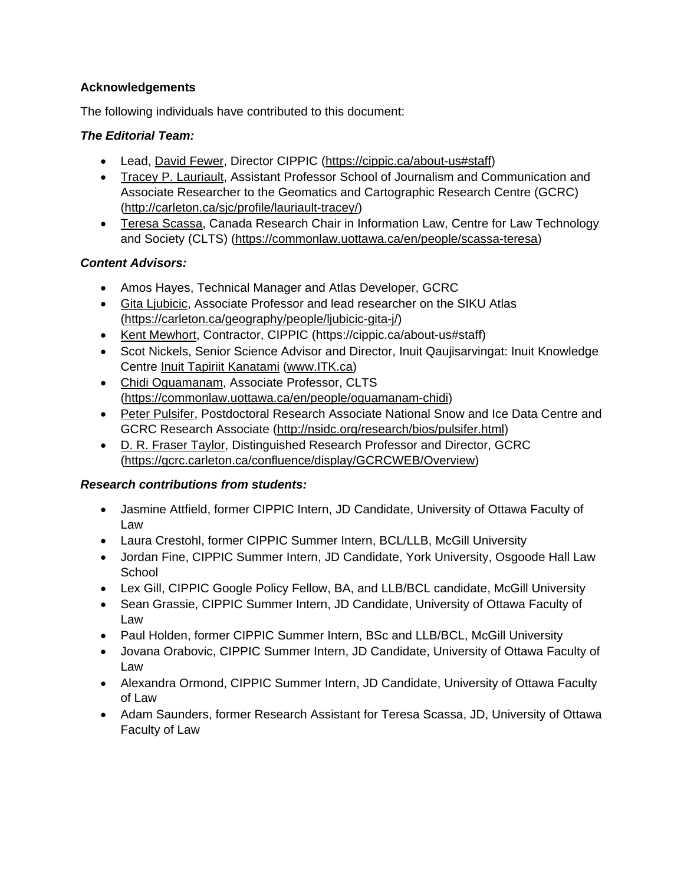## Acknowledgements

The following individuals have contributed to this document:

***The Editorial Team:***

- Lead, David Fewer, Director CIPPIC (https://cippic.ca/about-us#staff)
- Tracey P. Lauriault, Assistant Professor School of Journalism and Communication and Associate Researcher to the Geomatics and Cartographic Research Centre (GCRC) (http://carleton.ca/sjc/profile/lauriault-tracey/)
- Teresa Scassa, Canada Research Chair in Information Law, Centre for Law Technology and Society (CLTS) (https://commonlaw.uottawa.ca/en/people/scassa-teresa)

***Content Advisors:***

- Amos Hayes, Technical Manager and Atlas Developer, GCRC
- Gita Ljubicic, Associate Professor and lead researcher on the SIKU Atlas (https://carleton.ca/geography/people/ljubicic-gita-j/)
- Kent Mewhort, Contractor, CIPPIC (https://cippic.ca/about-us#staff)
- Scot Nickels, Senior Science Advisor and Director, Inuit Qaujisarvingat: Inuit Knowledge Centre Inuit Tapiriit Kanatami (www.ITK.ca)
- Chidi Oguamanam, Associate Professor, CLTS (https://commonlaw.uottawa.ca/en/people/oguamanam-chidi)
- Peter Pulsifer, Postdoctoral Research Associate National Snow and Ice Data Centre and GCRC Research Associate (http://nsidc.org/research/bios/pulsifer.html)
- D. R. Fraser Taylor, Distinguished Research Professor and Director, GCRC (https://gcrc.carleton.ca/confluence/display/GCRCWEB/Overview)

***Research contributions from students:***

- Jasmine Attfield, former CIPPIC Intern, JD Candidate, University of Ottawa Faculty of Law
- Laura Crestohl, former CIPPIC Summer Intern, BCL/LLB, McGill University
- Jordan Fine, CIPPIC Summer Intern, JD Candidate, York University, Osgoode Hall Law School
- Lex Gill, CIPPIC Google Policy Fellow, BA, and LLB/BCL candidate, McGill University
- Sean Grassie, CIPPIC Summer Intern, JD Candidate, University of Ottawa Faculty of Law
- Paul Holden, former CIPPIC Summer Intern, BSc and LLB/BCL, McGill University
- Jovana Orabovic, CIPPIC Summer Intern, JD Candidate, University of Ottawa Faculty of Law
- Alexandra Ormond, CIPPIC Summer Intern, JD Candidate, University of Ottawa Faculty of Law
- Adam Saunders, former Research Assistant for Teresa Scassa, JD, University of Ottawa Faculty of Law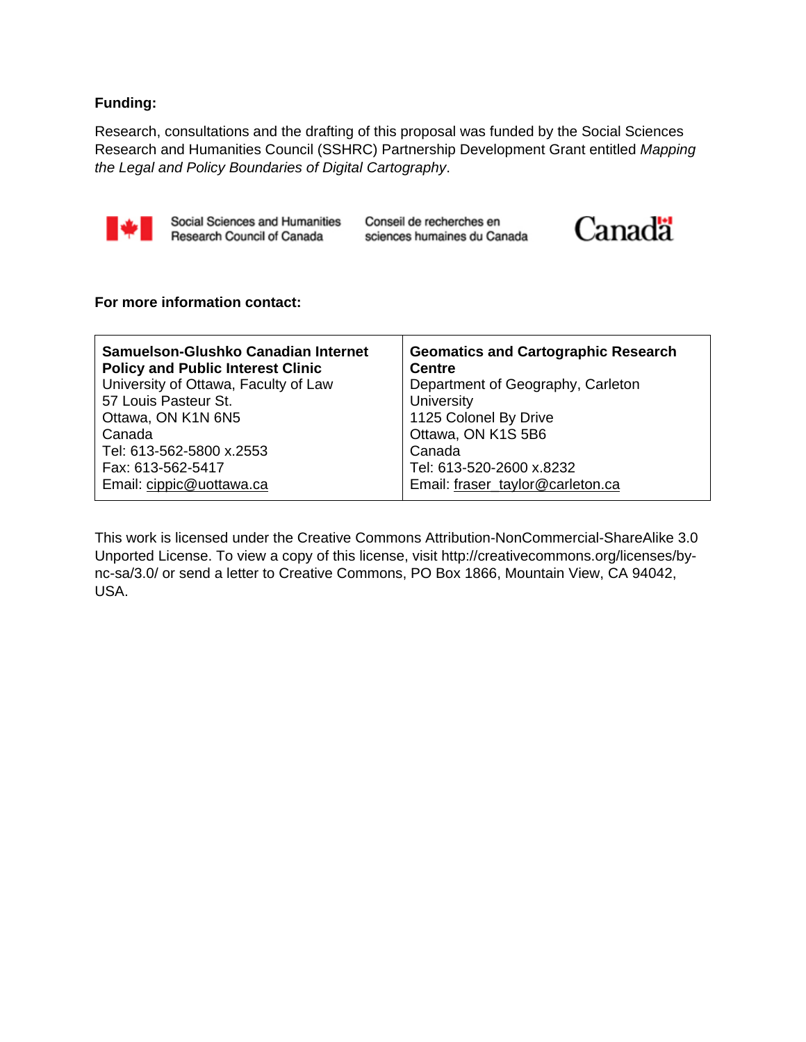**Funding:**

Research, consultations and the drafting of this proposal was funded by the Social Sciences Research and Humanities Council (SSHRC) Partnership Development Grant entitled *Mapping the Legal and Policy Boundaries of Digital Cartography*.

Social Sciences and Humanities Research Council of Canada | Conseil de recherches en sciences humaines du Canada | Canada

**For more information contact:**

| **Samuelson-Glushko Canadian Internet Policy and Public Interest Clinic** | **Geomatics and Cartographic Research Centre** |
|---|---|
| University of Ottawa, Faculty of Law<br>57 Louis Pasteur St.<br>Ottawa, ON K1N 6N5<br>Canada<br>Tel: 613-562-5800 x.2553<br>Fax: 613-562-5417<br>Email: cippic@uottawa.ca | Department of Geography, Carleton University<br>1125 Colonel By Drive<br>Ottawa, ON K1S 5B6<br>Canada<br>Tel: 613-520-2600 x.8232<br>Email: fraser_taylor@carleton.ca |

This work is licensed under the Creative Commons Attribution-NonCommercial-ShareAlike 3.0 Unported License. To view a copy of this license, visit http://creativecommons.org/licenses/by-nc-sa/3.0/ or send a letter to Creative Commons, PO Box 1866, Mountain View, CA 94042, USA.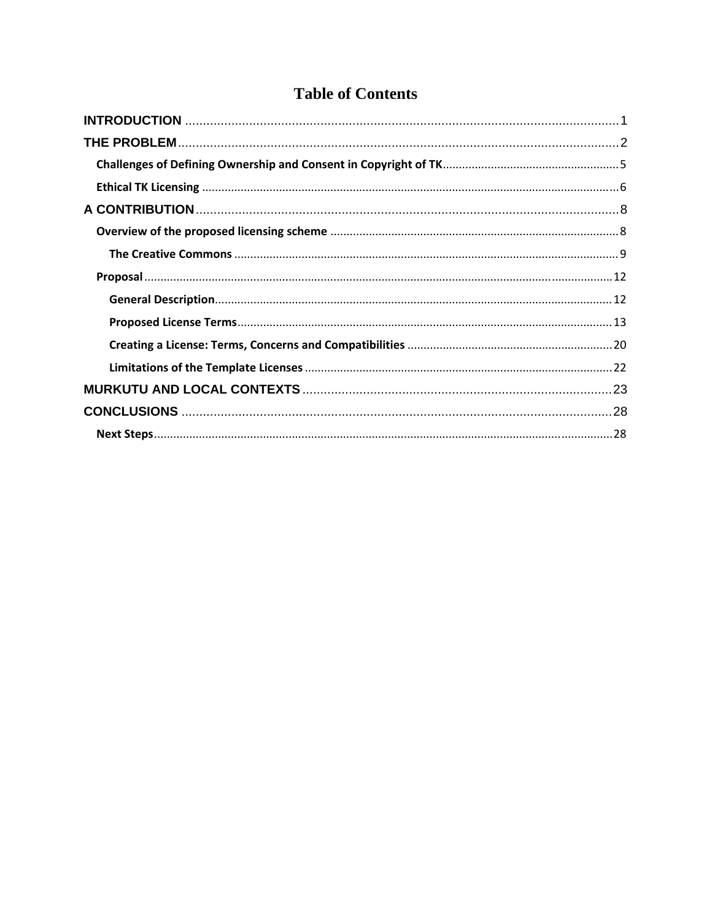# Table of Contents

INTRODUCTION ........................................................................................................................ 1

THE PROBLEM ......................................................................................................................... 2

- Challenges of Defining Ownership and Consent in Copyright of TK ........................................ 5
- Ethical TK Licensing ................................................................................................................ 6

A CONTRIBUTION .................................................................................................................... 8

- Overview of the proposed licensing scheme ........................................................................... 8
  - The Creative Commons ...................................................................................................... 9
- Proposal ................................................................................................................................ 12
  - General Description .......................................................................................................... 12
  - Proposed License Terms .................................................................................................... 13
  - Creating a License: Terms, Concerns and Compatibilities .................................................. 20
  - Limitations of the Template Licenses ................................................................................ 22

MURKUTU AND LOCAL CONTEXTS ...................................................................................... 23

CONCLUSIONS ....................................................................................................................... 28

- Next Steps .............................................................................................................................. 28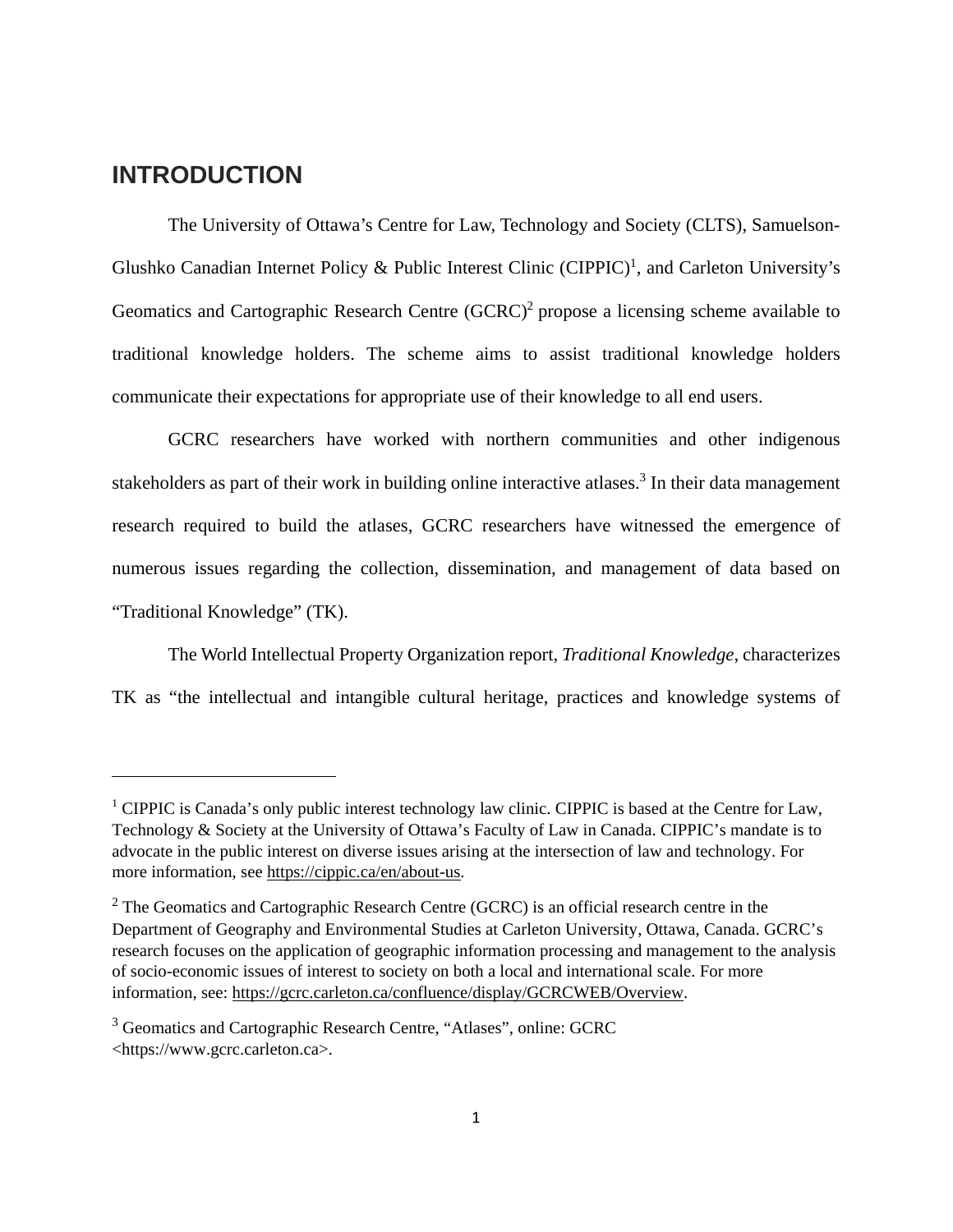# INTRODUCTION

The University of Ottawa's Centre for Law, Technology and Society (CLTS), Samuelson-Glushko Canadian Internet Policy & Public Interest Clinic (CIPPIC)[1], and Carleton University's Geomatics and Cartographic Research Centre (GCRC)[2] propose a licensing scheme available to traditional knowledge holders. The scheme aims to assist traditional knowledge holders communicate their expectations for appropriate use of their knowledge to all end users.

GCRC researchers have worked with northern communities and other indigenous stakeholders as part of their work in building online interactive atlases.[3] In their data management research required to build the atlases, GCRC researchers have witnessed the emergence of numerous issues regarding the collection, dissemination, and management of data based on "Traditional Knowledge" (TK).

The World Intellectual Property Organization report, *Traditional Knowledge*, characterizes TK as "the intellectual and intangible cultural heritage, practices and knowledge systems of

---

[1] CIPPIC is Canada's only public interest technology law clinic. CIPPIC is based at the Centre for Law, Technology & Society at the University of Ottawa's Faculty of Law in Canada. CIPPIC's mandate is to advocate in the public interest on diverse issues arising at the intersection of law and technology. For more information, see https://cippic.ca/en/about-us.

[2] The Geomatics and Cartographic Research Centre (GCRC) is an official research centre in the Department of Geography and Environmental Studies at Carleton University, Ottawa, Canada. GCRC's research focuses on the application of geographic information processing and management to the analysis of socio-economic issues of interest to society on both a local and international scale. For more information, see: https://gcrc.carleton.ca/confluence/display/GCRCWEB/Overview.

[3] Geomatics and Cartographic Research Centre, "Atlases", online: GCRC <https://www.gcrc.carleton.ca>.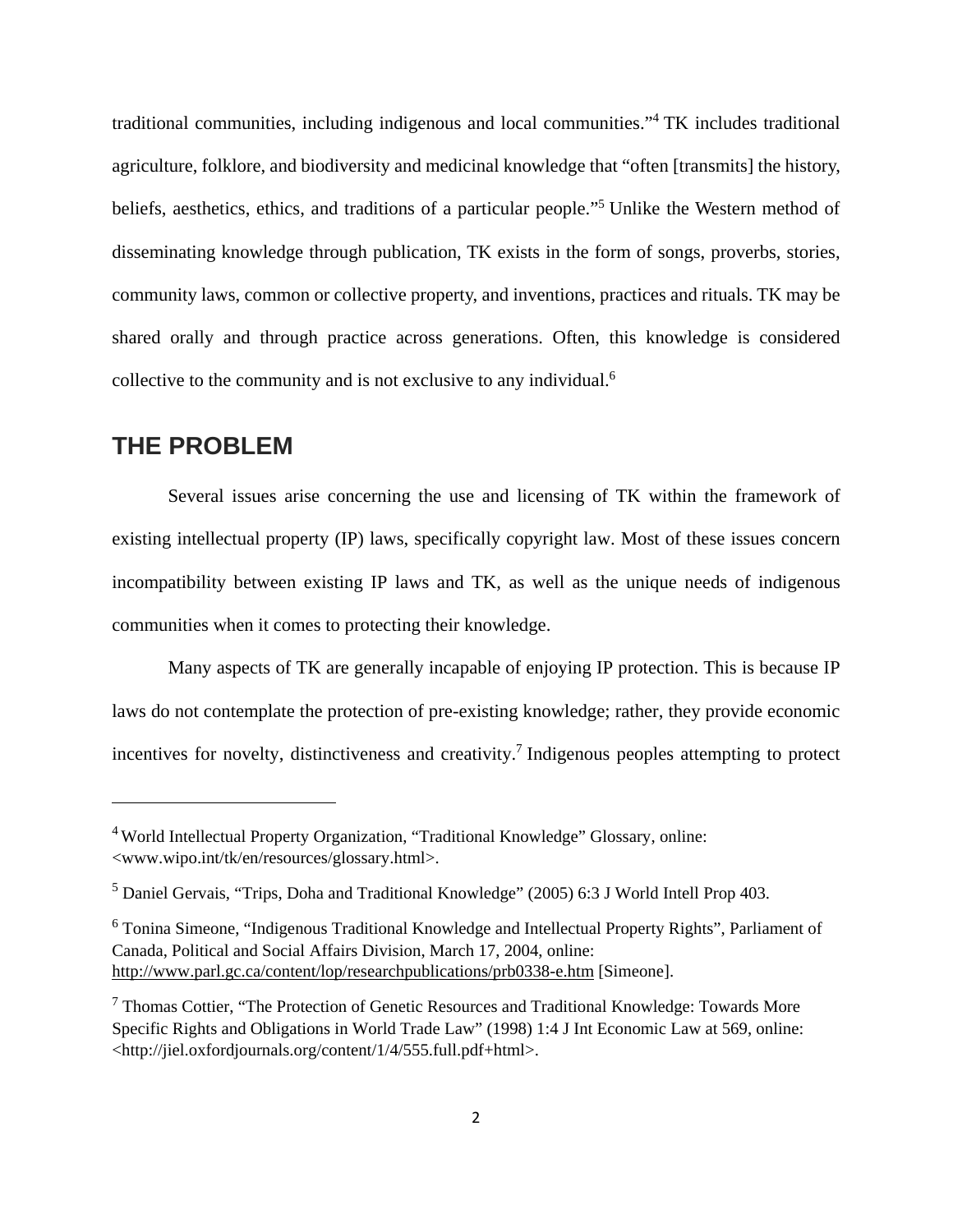traditional communities, including indigenous and local communities."[4] TK includes traditional agriculture, folklore, and biodiversity and medicinal knowledge that "often [transmits] the history, beliefs, aesthetics, ethics, and traditions of a particular people."[5] Unlike the Western method of disseminating knowledge through publication, TK exists in the form of songs, proverbs, stories, community laws, common or collective property, and inventions, practices and rituals. TK may be shared orally and through practice across generations. Often, this knowledge is considered collective to the community and is not exclusive to any individual.[6]

## THE PROBLEM

Several issues arise concerning the use and licensing of TK within the framework of existing intellectual property (IP) laws, specifically copyright law. Most of these issues concern incompatibility between existing IP laws and TK, as well as the unique needs of indigenous communities when it comes to protecting their knowledge.

Many aspects of TK are generally incapable of enjoying IP protection. This is because IP laws do not contemplate the protection of pre-existing knowledge; rather, they provide economic incentives for novelty, distinctiveness and creativity.[7] Indigenous peoples attempting to protect

---

[4] World Intellectual Property Organization, "Traditional Knowledge" Glossary, online: <www.wipo.int/tk/en/resources/glossary.html>.

[5] Daniel Gervais, "Trips, Doha and Traditional Knowledge" (2005) 6:3 J World Intell Prop 403.

[6] Tonina Simeone, "Indigenous Traditional Knowledge and Intellectual Property Rights", Parliament of Canada, Political and Social Affairs Division, March 17, 2004, online: http://www.parl.gc.ca/content/lop/researchpublications/prb0338-e.htm [Simeone].

[7] Thomas Cottier, "The Protection of Genetic Resources and Traditional Knowledge: Towards More Specific Rights and Obligations in World Trade Law" (1998) 1:4 J Int Economic Law at 569, online: <http://jiel.oxfordjournals.org/content/1/4/555.full.pdf+html>.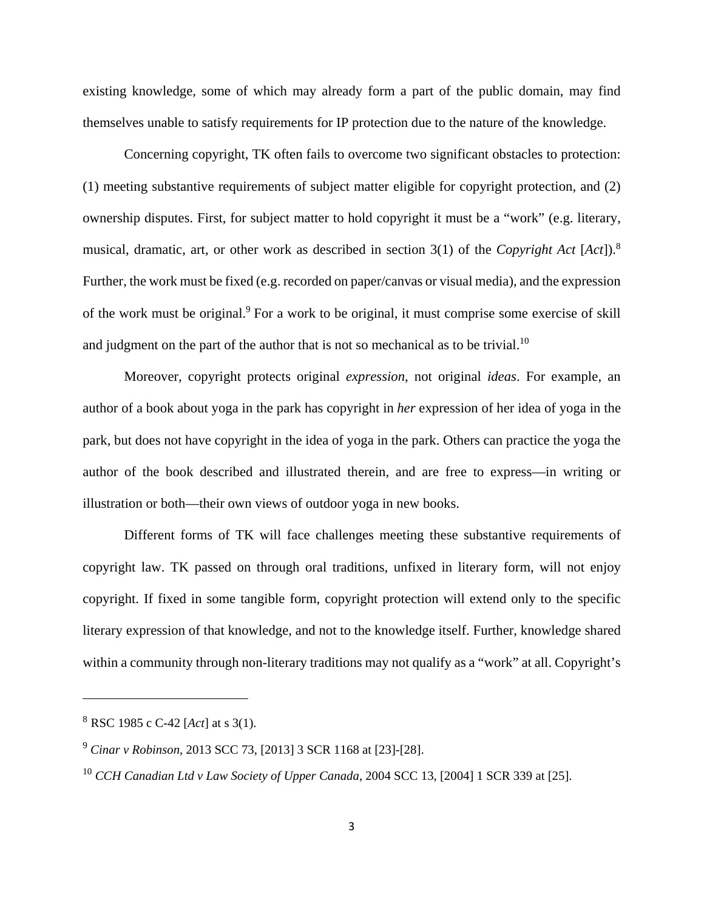existing knowledge, some of which may already form a part of the public domain, may find themselves unable to satisfy requirements for IP protection due to the nature of the knowledge.

Concerning copyright, TK often fails to overcome two significant obstacles to protection: (1) meeting substantive requirements of subject matter eligible for copyright protection, and (2) ownership disputes. First, for subject matter to hold copyright it must be a "work" (e.g. literary, musical, dramatic, art, or other work as described in section 3(1) of the *Copyright Act* [*Act*]).[8] Further, the work must be fixed (e.g. recorded on paper/canvas or visual media), and the expression of the work must be original.[9] For a work to be original, it must comprise some exercise of skill and judgment on the part of the author that is not so mechanical as to be trivial.[10]

Moreover, copyright protects original *expression*, not original *ideas*. For example, an author of a book about yoga in the park has copyright in *her* expression of her idea of yoga in the park, but does not have copyright in the idea of yoga in the park. Others can practice the yoga the author of the book described and illustrated therein, and are free to express—in writing or illustration or both—their own views of outdoor yoga in new books.

Different forms of TK will face challenges meeting these substantive requirements of copyright law. TK passed on through oral traditions, unfixed in literary form, will not enjoy copyright. If fixed in some tangible form, copyright protection will extend only to the specific literary expression of that knowledge, and not to the knowledge itself. Further, knowledge shared within a community through non-literary traditions may not qualify as a "work" at all. Copyright's

---

[8] RSC 1985 c C-42 [*Act*] at s 3(1).

[9] *Cinar v Robinson*, 2013 SCC 73, [2013] 3 SCR 1168 at [23]-[28].

[10] *CCH Canadian Ltd v Law Society of Upper Canada*, 2004 SCC 13, [2004] 1 SCR 339 at [25].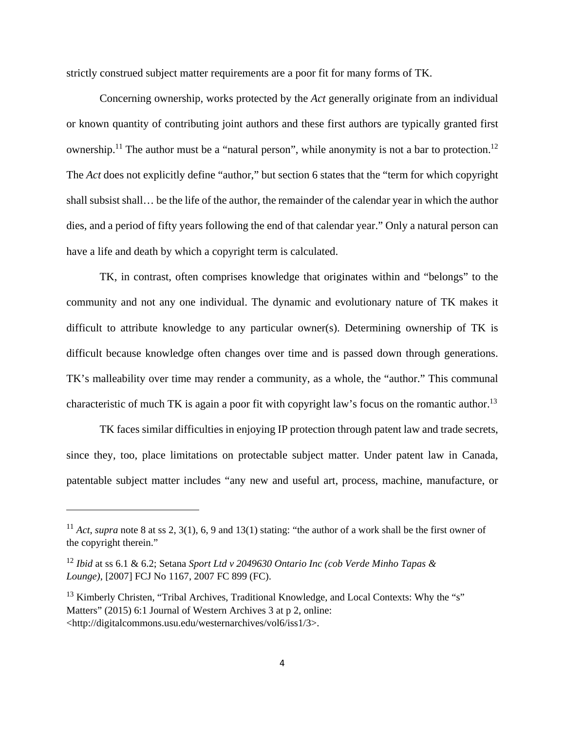strictly construed subject matter requirements are a poor fit for many forms of TK.

Concerning ownership, works protected by the *Act* generally originate from an individual or known quantity of contributing joint authors and these first authors are typically granted first ownership.[11] The author must be a "natural person", while anonymity is not a bar to protection.[12] The *Act* does not explicitly define "author," but section 6 states that the "term for which copyright shall subsist shall… be the life of the author, the remainder of the calendar year in which the author dies, and a period of fifty years following the end of that calendar year." Only a natural person can have a life and death by which a copyright term is calculated.

TK, in contrast, often comprises knowledge that originates within and "belongs" to the community and not any one individual. The dynamic and evolutionary nature of TK makes it difficult to attribute knowledge to any particular owner(s). Determining ownership of TK is difficult because knowledge often changes over time and is passed down through generations. TK's malleability over time may render a community, as a whole, the "author." This communal characteristic of much TK is again a poor fit with copyright law's focus on the romantic author.[13]

TK faces similar difficulties in enjoying IP protection through patent law and trade secrets, since they, too, place limitations on protectable subject matter. Under patent law in Canada, patentable subject matter includes "any new and useful art, process, machine, manufacture, or

---

[11] *Act*, *supra* note 8 at ss 2, 3(1), 6, 9 and 13(1) stating: "the author of a work shall be the first owner of the copyright therein."

[12] *Ibid* at ss 6.1 & 6.2; Setana *Sport Ltd v 2049630 Ontario Inc (cob Verde Minho Tapas & Lounge)*, [2007] FCJ No 1167, 2007 FC 899 (FC).

[13] Kimberly Christen, "Tribal Archives, Traditional Knowledge, and Local Contexts: Why the "s" Matters" (2015) 6:1 Journal of Western Archives 3 at p 2, online: <http://digitalcommons.usu.edu/westernarchives/vol6/iss1/3>.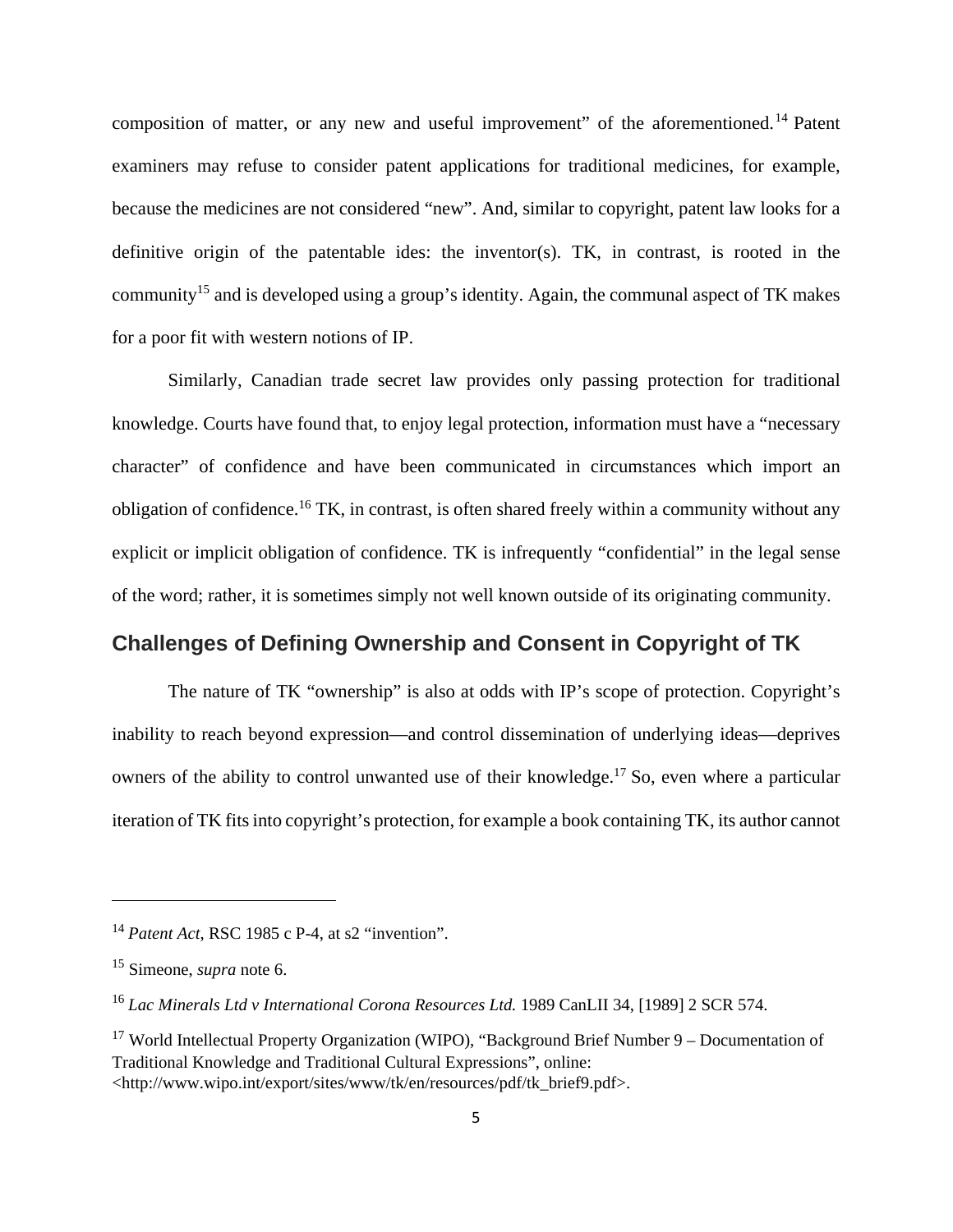composition of matter, or any new and useful improvement" of the aforementioned.[14] Patent examiners may refuse to consider patent applications for traditional medicines, for example, because the medicines are not considered "new". And, similar to copyright, patent law looks for a definitive origin of the patentable ides: the inventor(s). TK, in contrast, is rooted in the community[15] and is developed using a group's identity. Again, the communal aspect of TK makes for a poor fit with western notions of IP.

Similarly, Canadian trade secret law provides only passing protection for traditional knowledge. Courts have found that, to enjoy legal protection, information must have a "necessary character" of confidence and have been communicated in circumstances which import an obligation of confidence.[16] TK, in contrast, is often shared freely within a community without any explicit or implicit obligation of confidence. TK is infrequently "confidential" in the legal sense of the word; rather, it is sometimes simply not well known outside of its originating community.

## Challenges of Defining Ownership and Consent in Copyright of TK

The nature of TK "ownership" is also at odds with IP's scope of protection. Copyright's inability to reach beyond expression—and control dissemination of underlying ideas—deprives owners of the ability to control unwanted use of their knowledge.[17] So, even where a particular iteration of TK fits into copyright's protection, for example a book containing TK, its author cannot

---

[14] *Patent Act*, RSC 1985 c P-4, at s2 "invention".

[15] Simeone, *supra* note 6.

[16] *Lac Minerals Ltd v International Corona Resources Ltd.* 1989 CanLII 34, [1989] 2 SCR 574.

[17] World Intellectual Property Organization (WIPO), "Background Brief Number 9 – Documentation of Traditional Knowledge and Traditional Cultural Expressions", online: <http://www.wipo.int/export/sites/www/tk/en/resources/pdf/tk_brief9.pdf>.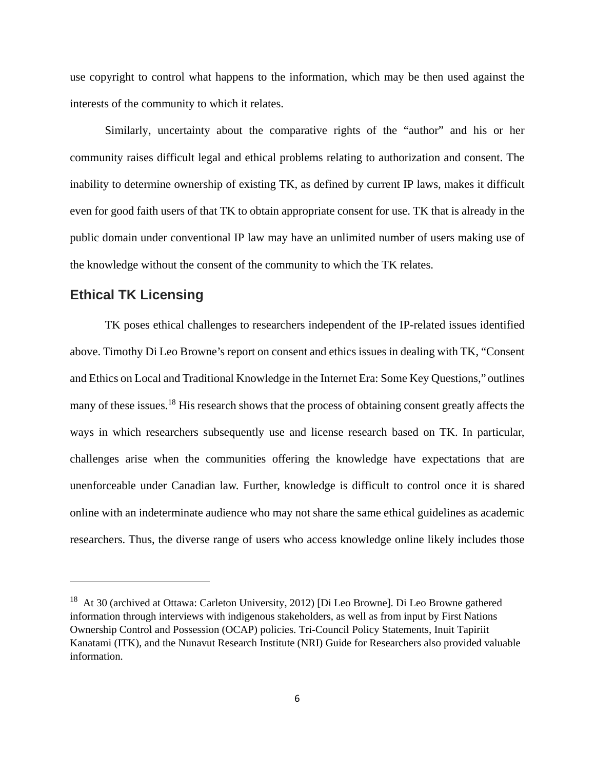use copyright to control what happens to the information, which may be then used against the interests of the community to which it relates.

Similarly, uncertainty about the comparative rights of the "author" and his or her community raises difficult legal and ethical problems relating to authorization and consent. The inability to determine ownership of existing TK, as defined by current IP laws, makes it difficult even for good faith users of that TK to obtain appropriate consent for use. TK that is already in the public domain under conventional IP law may have an unlimited number of users making use of the knowledge without the consent of the community to which the TK relates.

## Ethical TK Licensing

TK poses ethical challenges to researchers independent of the IP-related issues identified above. Timothy Di Leo Browne's report on consent and ethics issues in dealing with TK, "Consent and Ethics on Local and Traditional Knowledge in the Internet Era: Some Key Questions," outlines many of these issues.[18] His research shows that the process of obtaining consent greatly affects the ways in which researchers subsequently use and license research based on TK. In particular, challenges arise when the communities offering the knowledge have expectations that are unenforceable under Canadian law. Further, knowledge is difficult to control once it is shared online with an indeterminate audience who may not share the same ethical guidelines as academic researchers. Thus, the diverse range of users who access knowledge online likely includes those

---

[18] At 30 (archived at Ottawa: Carleton University, 2012) [Di Leo Browne]. Di Leo Browne gathered information through interviews with indigenous stakeholders, as well as from input by First Nations Ownership Control and Possession (OCAP) policies. Tri-Council Policy Statements, Inuit Tapiriit Kanatami (ITK), and the Nunavut Research Institute (NRI) Guide for Researchers also provided valuable information.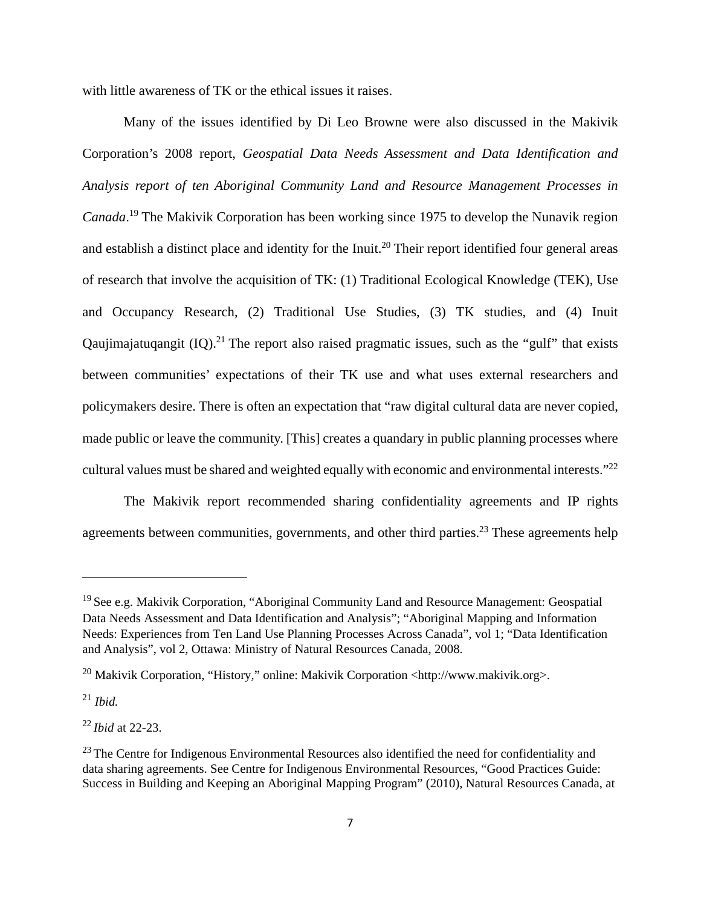with little awareness of TK or the ethical issues it raises.

Many of the issues identified by Di Leo Browne were also discussed in the Makivik Corporation's 2008 report, *Geospatial Data Needs Assessment and Data Identification and Analysis report of ten Aboriginal Community Land and Resource Management Processes in Canada*.[19] The Makivik Corporation has been working since 1975 to develop the Nunavik region and establish a distinct place and identity for the Inuit.[20] Their report identified four general areas of research that involve the acquisition of TK: (1) Traditional Ecological Knowledge (TEK), Use and Occupancy Research, (2) Traditional Use Studies, (3) TK studies, and (4) Inuit Qaujimajatuqangit (IQ).[21] The report also raised pragmatic issues, such as the "gulf" that exists between communities' expectations of their TK use and what uses external researchers and policymakers desire. There is often an expectation that "raw digital cultural data are never copied, made public or leave the community. [This] creates a quandary in public planning processes where cultural values must be shared and weighted equally with economic and environmental interests."[22]

The Makivik report recommended sharing confidentiality agreements and IP rights agreements between communities, governments, and other third parties.[23] These agreements help

---

[19] See e.g. Makivik Corporation, "Aboriginal Community Land and Resource Management: Geospatial Data Needs Assessment and Data Identification and Analysis"; "Aboriginal Mapping and Information Needs: Experiences from Ten Land Use Planning Processes Across Canada", vol 1; "Data Identification and Analysis", vol 2, Ottawa: Ministry of Natural Resources Canada, 2008.

[20] Makivik Corporation, "History," online: Makivik Corporation <http://www.makivik.org>.

[21] *Ibid.*

[22] *Ibid* at 22-23.

[23] The Centre for Indigenous Environmental Resources also identified the need for confidentiality and data sharing agreements. See Centre for Indigenous Environmental Resources, "Good Practices Guide: Success in Building and Keeping an Aboriginal Mapping Program" (2010), Natural Resources Canada, at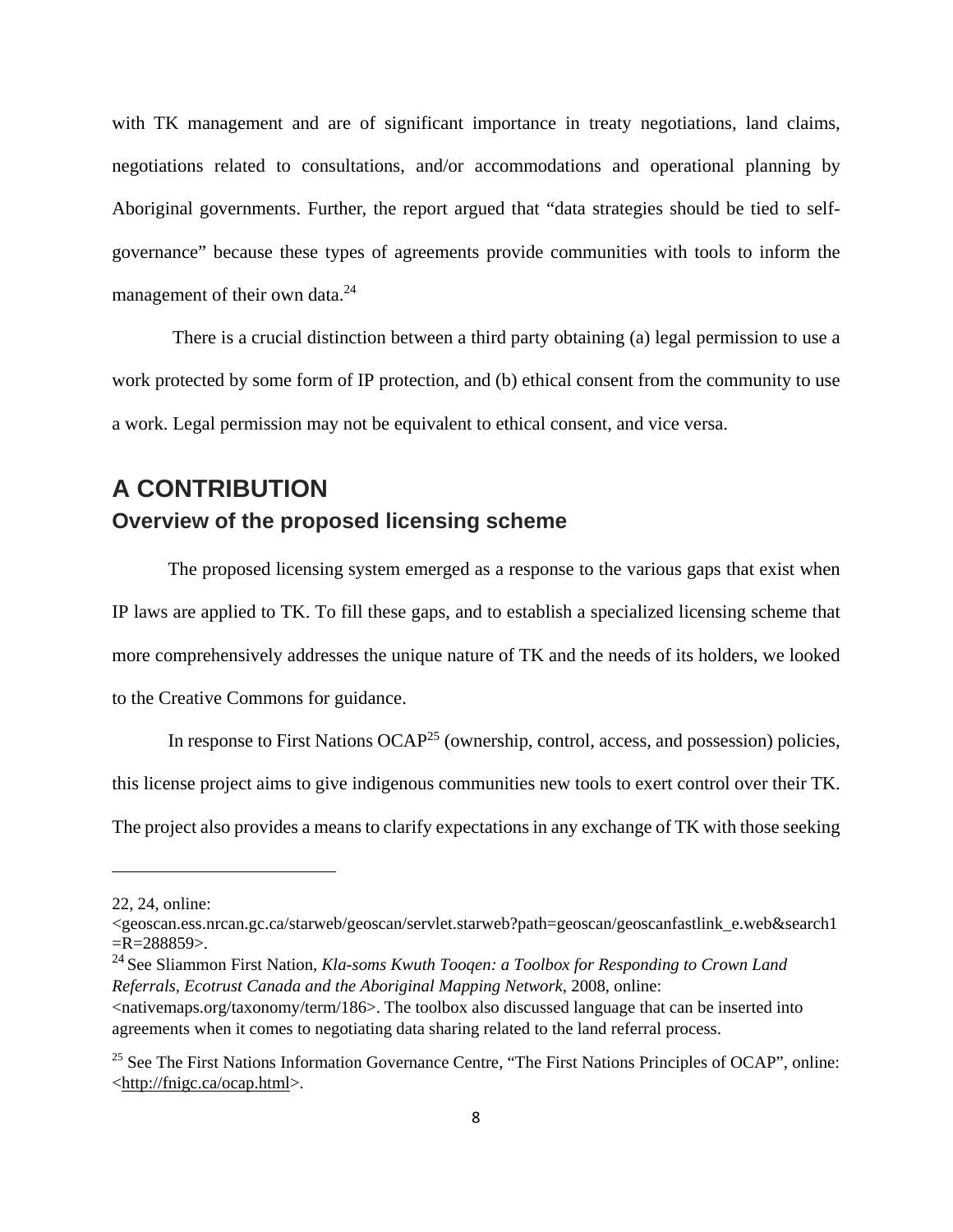with TK management and are of significant importance in treaty negotiations, land claims, negotiations related to consultations, and/or accommodations and operational planning by Aboriginal governments. Further, the report argued that "data strategies should be tied to self-governance" because these types of agreements provide communities with tools to inform the management of their own data.[24]

There is a crucial distinction between a third party obtaining (a) legal permission to use a work protected by some form of IP protection, and (b) ethical consent from the community to use a work. Legal permission may not be equivalent to ethical consent, and vice versa.

# A CONTRIBUTION

## Overview of the proposed licensing scheme

The proposed licensing system emerged as a response to the various gaps that exist when IP laws are applied to TK. To fill these gaps, and to establish a specialized licensing scheme that more comprehensively addresses the unique nature of TK and the needs of its holders, we looked to the Creative Commons for guidance.

In response to First Nations OCAP[25] (ownership, control, access, and possession) policies, this license project aims to give indigenous communities new tools to exert control over their TK. The project also provides a means to clarify expectations in any exchange of TK with those seeking

---

22, 24, online: <geoscan.ess.nrcan.gc.ca/starweb/geoscan/servlet.starweb?path=geoscan/geoscanfastlink_e.web&search1=R=288859>.

[24] See Sliammon First Nation, *Kla-soms Kwuth Tooqen: a Toolbox for Responding to Crown Land Referrals, Ecotrust Canada and the Aboriginal Mapping Network*, 2008, online: <nativemaps.org/taxonomy/term/186>. The toolbox also discussed language that can be inserted into agreements when it comes to negotiating data sharing related to the land referral process.

[25] See The First Nations Information Governance Centre, "The First Nations Principles of OCAP", online: <http://fnigc.ca/ocap.html>.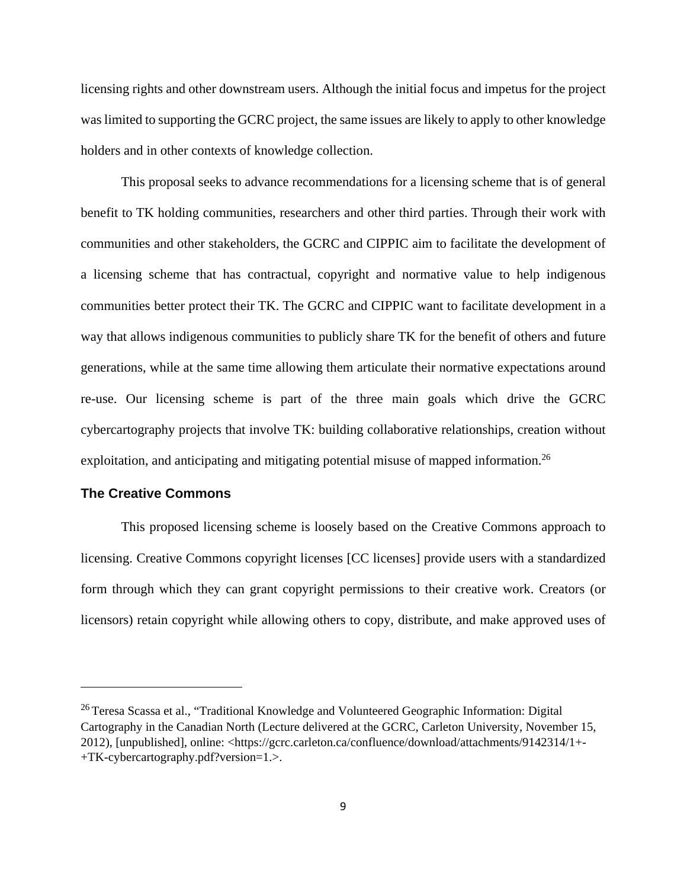licensing rights and other downstream users. Although the initial focus and impetus for the project was limited to supporting the GCRC project, the same issues are likely to apply to other knowledge holders and in other contexts of knowledge collection.

This proposal seeks to advance recommendations for a licensing scheme that is of general benefit to TK holding communities, researchers and other third parties. Through their work with communities and other stakeholders, the GCRC and CIPPIC aim to facilitate the development of a licensing scheme that has contractual, copyright and normative value to help indigenous communities better protect their TK. The GCRC and CIPPIC want to facilitate development in a way that allows indigenous communities to publicly share TK for the benefit of others and future generations, while at the same time allowing them articulate their normative expectations around re-use. Our licensing scheme is part of the three main goals which drive the GCRC cybercartography projects that involve TK: building collaborative relationships, creation without exploitation, and anticipating and mitigating potential misuse of mapped information.[26]

### The Creative Commons

This proposed licensing scheme is loosely based on the Creative Commons approach to licensing. Creative Commons copyright licenses [CC licenses] provide users with a standardized form through which they can grant copyright permissions to their creative work. Creators (or licensors) retain copyright while allowing others to copy, distribute, and make approved uses of

---

[26] Teresa Scassa et al., "Traditional Knowledge and Volunteered Geographic Information: Digital Cartography in the Canadian North (Lecture delivered at the GCRC, Carleton University, November 15, 2012), [unpublished], online: <https://gcrc.carleton.ca/confluence/download/attachments/9142314/1+-+TK-cybercartography.pdf?version=1.>.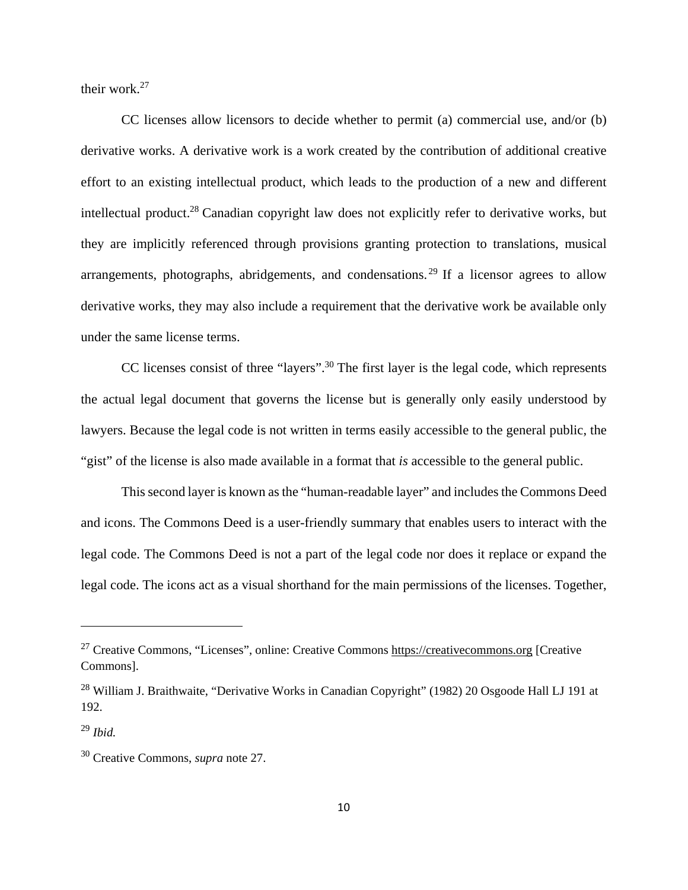their work.[27]

CC licenses allow licensors to decide whether to permit (a) commercial use, and/or (b) derivative works. A derivative work is a work created by the contribution of additional creative effort to an existing intellectual product, which leads to the production of a new and different intellectual product.[28] Canadian copyright law does not explicitly refer to derivative works, but they are implicitly referenced through provisions granting protection to translations, musical arrangements, photographs, abridgements, and condensations.[29] If a licensor agrees to allow derivative works, they may also include a requirement that the derivative work be available only under the same license terms.

CC licenses consist of three "layers".[30] The first layer is the legal code, which represents the actual legal document that governs the license but is generally only easily understood by lawyers. Because the legal code is not written in terms easily accessible to the general public, the "gist" of the license is also made available in a format that *is* accessible to the general public.

This second layer is known as the "human-readable layer" and includes the Commons Deed and icons. The Commons Deed is a user-friendly summary that enables users to interact with the legal code. The Commons Deed is not a part of the legal code nor does it replace or expand the legal code. The icons act as a visual shorthand for the main permissions of the licenses. Together,

---

[27] Creative Commons, "Licenses", online: Creative Commons https://creativecommons.org [Creative Commons].

[28] William J. Braithwaite, "Derivative Works in Canadian Copyright" (1982) 20 Osgoode Hall LJ 191 at 192.

[29] *Ibid.*

[30] Creative Commons, *supra* note 27.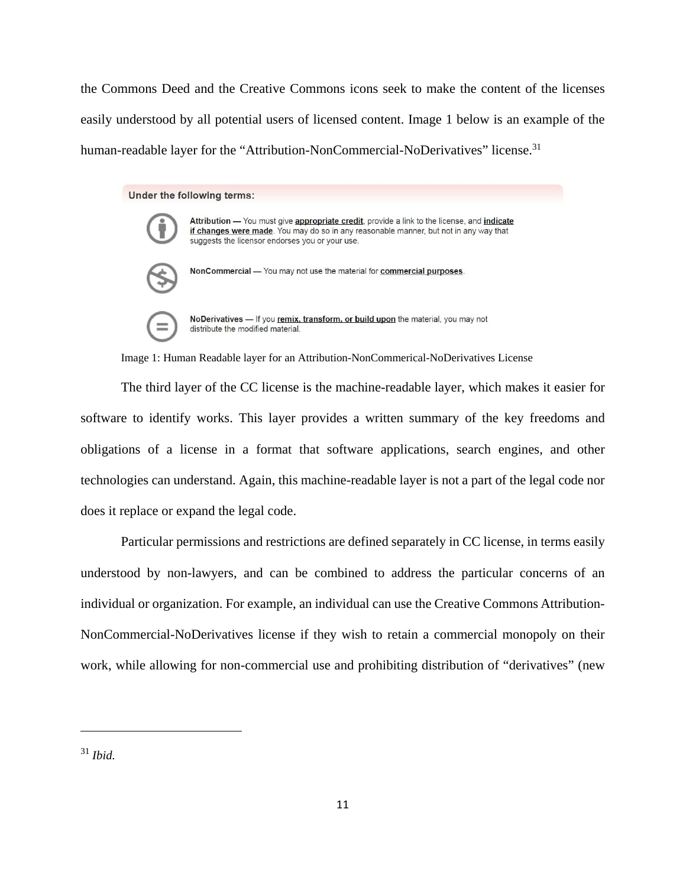the Commons Deed and the Creative Commons icons seek to make the content of the licenses easily understood by all potential users of licensed content. Image 1 below is an example of the human-readable layer for the "Attribution-NonCommercial-NoDerivatives" license.[31]

**Under the following terms:**

**Attribution** — You must give **appropriate credit**, provide a link to the license, and **indicate if changes were made**. You may do so in any reasonable manner, but not in any way that suggests the licensor endorses you or your use.

**NonCommercial** — You may not use the material for **commercial purposes**.

**NoDerivatives** — If you **remix, transform, or build upon** the material, you may not distribute the modified material.

Image 1: Human Readable layer for an Attribution-NonCommerical-NoDerivatives License

The third layer of the CC license is the machine-readable layer, which makes it easier for software to identify works. This layer provides a written summary of the key freedoms and obligations of a license in a format that software applications, search engines, and other technologies can understand. Again, this machine-readable layer is not a part of the legal code nor does it replace or expand the legal code.

Particular permissions and restrictions are defined separately in CC license, in terms easily understood by non-lawyers, and can be combined to address the particular concerns of an individual or organization. For example, an individual can use the Creative Commons Attribution-NonCommercial-NoDerivatives license if they wish to retain a commercial monopoly on their work, while allowing for non-commercial use and prohibiting distribution of "derivatives" (new

---

[31] *Ibid.*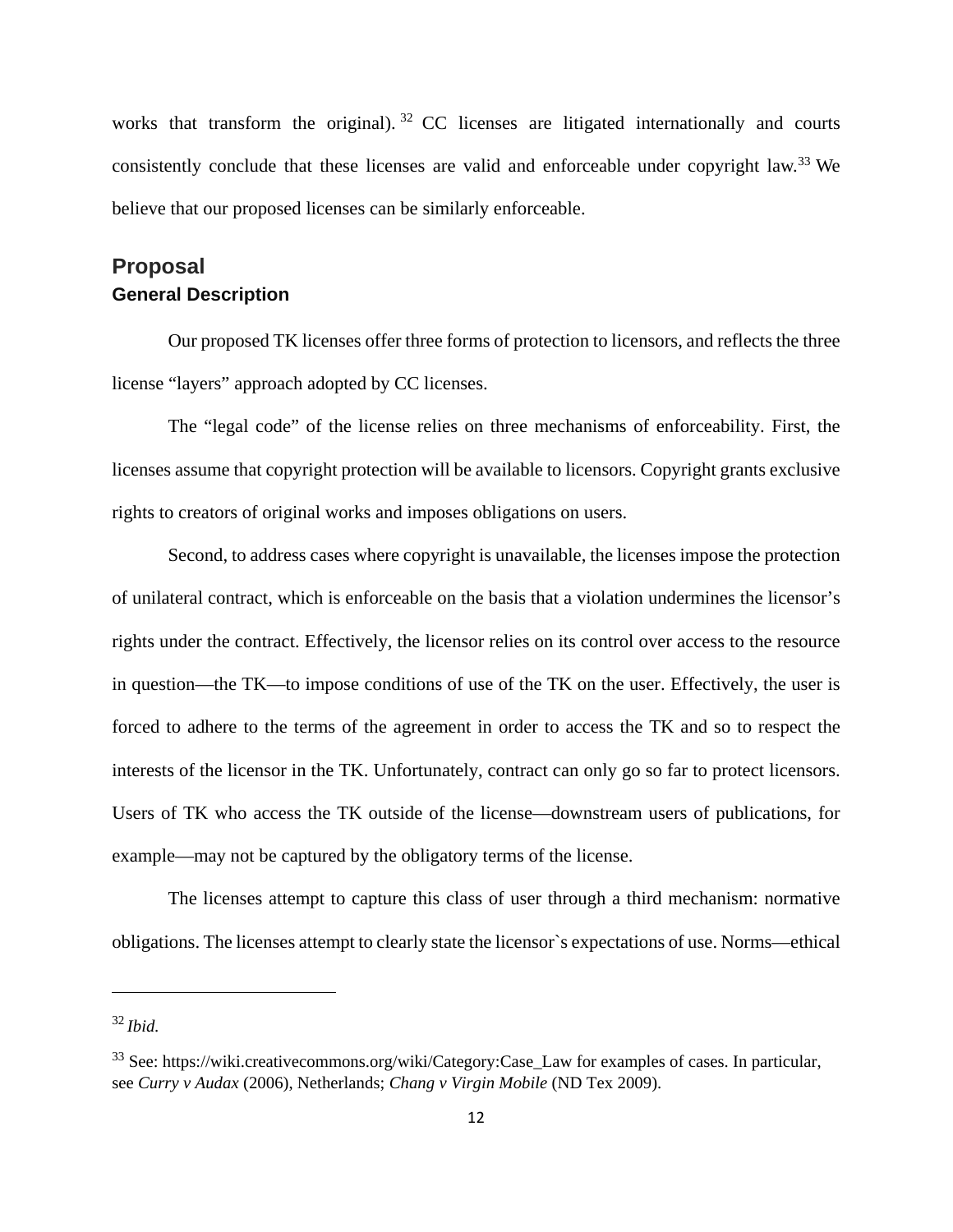works that transform the original).[32] CC licenses are litigated internationally and courts consistently conclude that these licenses are valid and enforceable under copyright law.[33] We believe that our proposed licenses can be similarly enforceable.

## Proposal

### General Description

Our proposed TK licenses offer three forms of protection to licensors, and reflects the three license "layers" approach adopted by CC licenses.

The "legal code" of the license relies on three mechanisms of enforceability. First, the licenses assume that copyright protection will be available to licensors. Copyright grants exclusive rights to creators of original works and imposes obligations on users.

Second, to address cases where copyright is unavailable, the licenses impose the protection of unilateral contract, which is enforceable on the basis that a violation undermines the licensor's rights under the contract. Effectively, the licensor relies on its control over access to the resource in question—the TK—to impose conditions of use of the TK on the user. Effectively, the user is forced to adhere to the terms of the agreement in order to access the TK and so to respect the interests of the licensor in the TK. Unfortunately, contract can only go so far to protect licensors. Users of TK who access the TK outside of the license—downstream users of publications, for example—may not be captured by the obligatory terms of the license.

The licenses attempt to capture this class of user through a third mechanism: normative obligations. The licenses attempt to clearly state the licensor`s expectations of use. Norms—ethical

---

[32] *Ibid.*

[33] See: https://wiki.creativecommons.org/wiki/Category:Case_Law for examples of cases. In particular, see *Curry v Audax* (2006), Netherlands; *Chang v Virgin Mobile* (ND Tex 2009).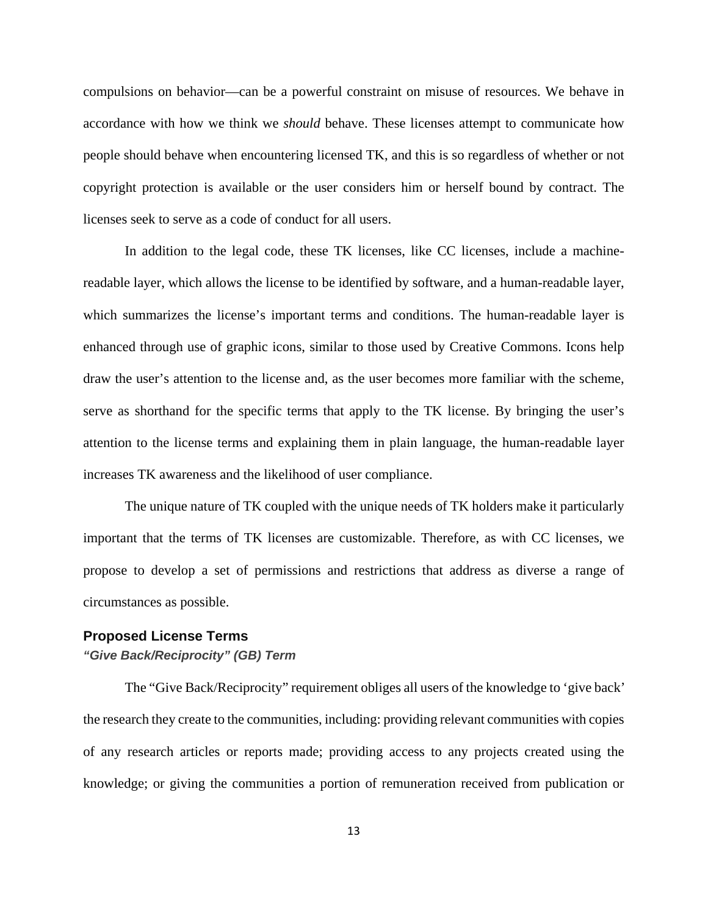compulsions on behavior—can be a powerful constraint on misuse of resources. We behave in accordance with how we think we *should* behave. These licenses attempt to communicate how people should behave when encountering licensed TK, and this is so regardless of whether or not copyright protection is available or the user considers him or herself bound by contract. The licenses seek to serve as a code of conduct for all users.

In addition to the legal code, these TK licenses, like CC licenses, include a machine-readable layer, which allows the license to be identified by software, and a human-readable layer, which summarizes the license's important terms and conditions. The human-readable layer is enhanced through use of graphic icons, similar to those used by Creative Commons. Icons help draw the user's attention to the license and, as the user becomes more familiar with the scheme, serve as shorthand for the specific terms that apply to the TK license. By bringing the user's attention to the license terms and explaining them in plain language, the human-readable layer increases TK awareness and the likelihood of user compliance.

The unique nature of TK coupled with the unique needs of TK holders make it particularly important that the terms of TK licenses are customizable. Therefore, as with CC licenses, we propose to develop a set of permissions and restrictions that address as diverse a range of circumstances as possible.

## Proposed License Terms

### *"Give Back/Reciprocity" (GB) Term*

The "Give Back/Reciprocity" requirement obliges all users of the knowledge to 'give back' the research they create to the communities, including: providing relevant communities with copies of any research articles or reports made; providing access to any projects created using the knowledge; or giving the communities a portion of remuneration received from publication or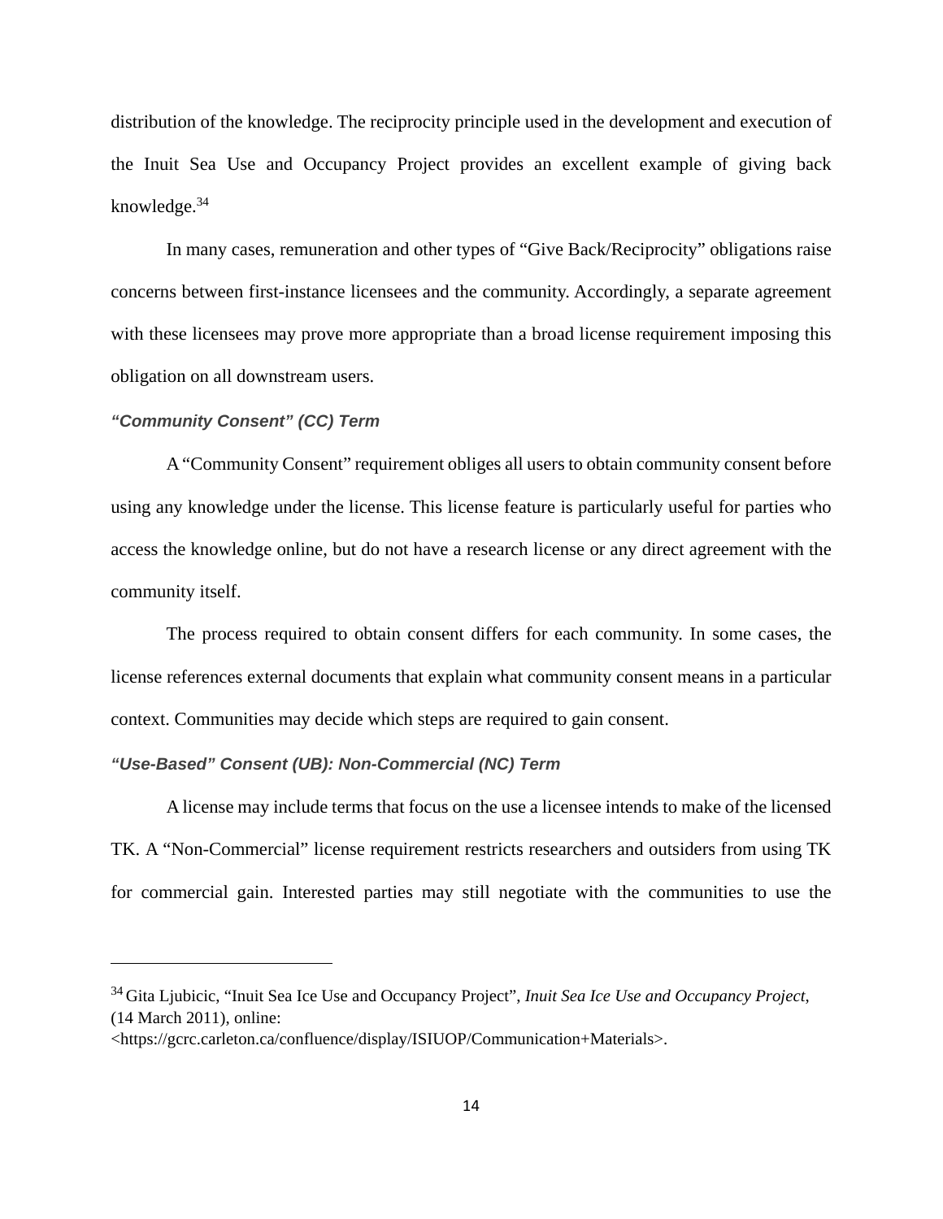distribution of the knowledge. The reciprocity principle used in the development and execution of the Inuit Sea Use and Occupancy Project provides an excellent example of giving back knowledge.[34]

In many cases, remuneration and other types of "Give Back/Reciprocity" obligations raise concerns between first-instance licensees and the community. Accordingly, a separate agreement with these licensees may prove more appropriate than a broad license requirement imposing this obligation on all downstream users.

#### *"Community Consent" (CC) Term*

A "Community Consent" requirement obliges all users to obtain community consent before using any knowledge under the license. This license feature is particularly useful for parties who access the knowledge online, but do not have a research license or any direct agreement with the community itself.

The process required to obtain consent differs for each community. In some cases, the license references external documents that explain what community consent means in a particular context. Communities may decide which steps are required to gain consent.

#### *"Use-Based" Consent (UB): Non-Commercial (NC) Term*

A license may include terms that focus on the use a licensee intends to make of the licensed TK. A "Non-Commercial" license requirement restricts researchers and outsiders from using TK for commercial gain. Interested parties may still negotiate with the communities to use the

---

[34] Gita Ljubicic, "Inuit Sea Ice Use and Occupancy Project", *Inuit Sea Ice Use and Occupancy Project*, (14 March 2011), online: <https://gcrc.carleton.ca/confluence/display/ISIUOP/Communication+Materials>.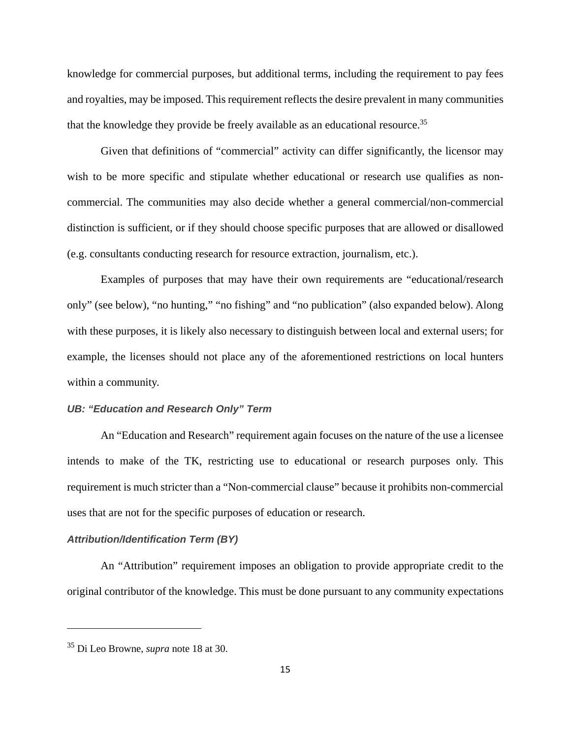knowledge for commercial purposes, but additional terms, including the requirement to pay fees and royalties, may be imposed. This requirement reflects the desire prevalent in many communities that the knowledge they provide be freely available as an educational resource.[35]

Given that definitions of "commercial" activity can differ significantly, the licensor may wish to be more specific and stipulate whether educational or research use qualifies as non-commercial. The communities may also decide whether a general commercial/non-commercial distinction is sufficient, or if they should choose specific purposes that are allowed or disallowed (e.g. consultants conducting research for resource extraction, journalism, etc.).

Examples of purposes that may have their own requirements are "educational/research only" (see below), "no hunting," "no fishing" and "no publication" (also expanded below). Along with these purposes, it is likely also necessary to distinguish between local and external users; for example, the licenses should not place any of the aforementioned restrictions on local hunters within a community.

#### *UB: "Education and Research Only" Term*

An "Education and Research" requirement again focuses on the nature of the use a licensee intends to make of the TK, restricting use to educational or research purposes only. This requirement is much stricter than a "Non-commercial clause" because it prohibits non-commercial uses that are not for the specific purposes of education or research.

#### *Attribution/Identification Term (BY)*

An "Attribution" requirement imposes an obligation to provide appropriate credit to the original contributor of the knowledge. This must be done pursuant to any community expectations

---

[35] Di Leo Browne, *supra* note 18 at 30.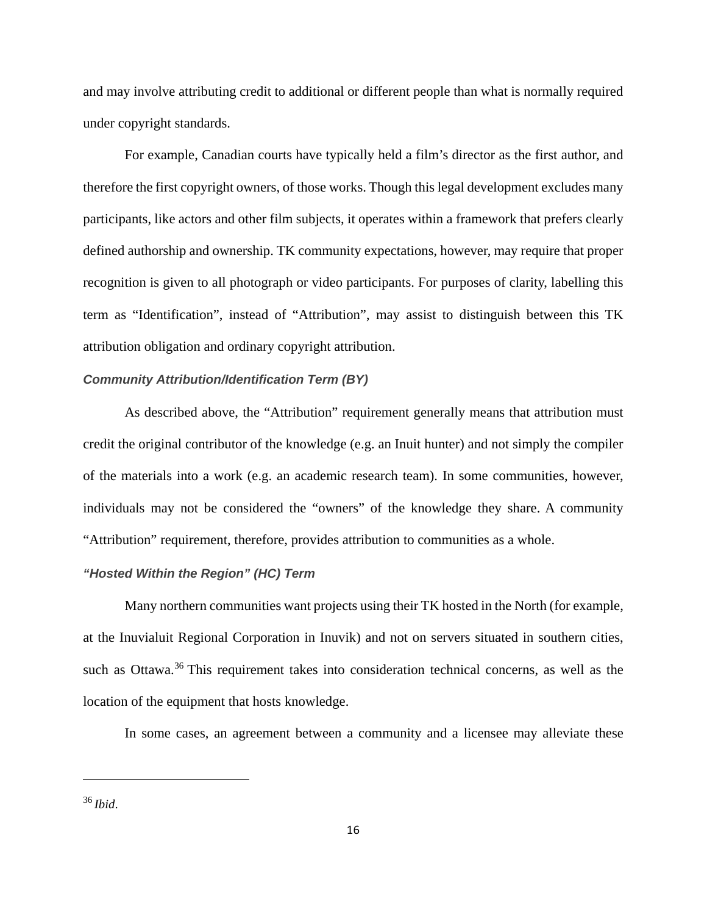and may involve attributing credit to additional or different people than what is normally required under copyright standards.

For example, Canadian courts have typically held a film's director as the first author, and therefore the first copyright owners, of those works. Though this legal development excludes many participants, like actors and other film subjects, it operates within a framework that prefers clearly defined authorship and ownership. TK community expectations, however, may require that proper recognition is given to all photograph or video participants. For purposes of clarity, labelling this term as "Identification", instead of "Attribution", may assist to distinguish between this TK attribution obligation and ordinary copyright attribution.

### *Community Attribution/Identification Term (BY)*

As described above, the "Attribution" requirement generally means that attribution must credit the original contributor of the knowledge (e.g. an Inuit hunter) and not simply the compiler of the materials into a work (e.g. an academic research team). In some communities, however, individuals may not be considered the "owners" of the knowledge they share. A community "Attribution" requirement, therefore, provides attribution to communities as a whole.

### *"Hosted Within the Region" (HC) Term*

Many northern communities want projects using their TK hosted in the North (for example, at the Inuvialuit Regional Corporation in Inuvik) and not on servers situated in southern cities, such as Ottawa.[36] This requirement takes into consideration technical concerns, as well as the location of the equipment that hosts knowledge.

In some cases, an agreement between a community and a licensee may alleviate these

[36] *Ibid*.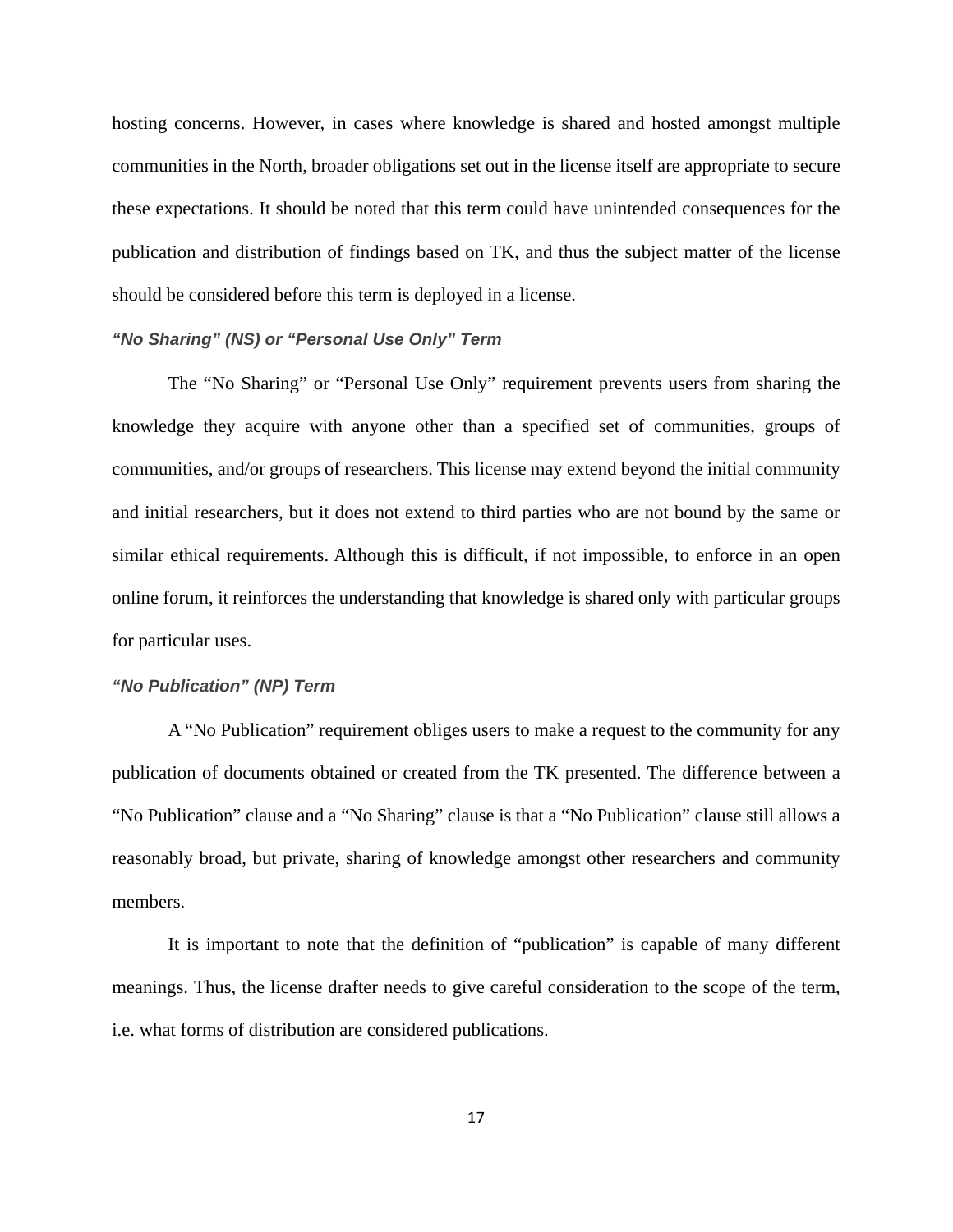hosting concerns. However, in cases where knowledge is shared and hosted amongst multiple communities in the North, broader obligations set out in the license itself are appropriate to secure these expectations. It should be noted that this term could have unintended consequences for the publication and distribution of findings based on TK, and thus the subject matter of the license should be considered before this term is deployed in a license.

### *"No Sharing" (NS) or "Personal Use Only" Term*

The "No Sharing" or "Personal Use Only" requirement prevents users from sharing the knowledge they acquire with anyone other than a specified set of communities, groups of communities, and/or groups of researchers. This license may extend beyond the initial community and initial researchers, but it does not extend to third parties who are not bound by the same or similar ethical requirements. Although this is difficult, if not impossible, to enforce in an open online forum, it reinforces the understanding that knowledge is shared only with particular groups for particular uses.

### *"No Publication" (NP) Term*

A "No Publication" requirement obliges users to make a request to the community for any publication of documents obtained or created from the TK presented. The difference between a "No Publication" clause and a "No Sharing" clause is that a "No Publication" clause still allows a reasonably broad, but private, sharing of knowledge amongst other researchers and community members.

It is important to note that the definition of "publication" is capable of many different meanings. Thus, the license drafter needs to give careful consideration to the scope of the term, i.e. what forms of distribution are considered publications.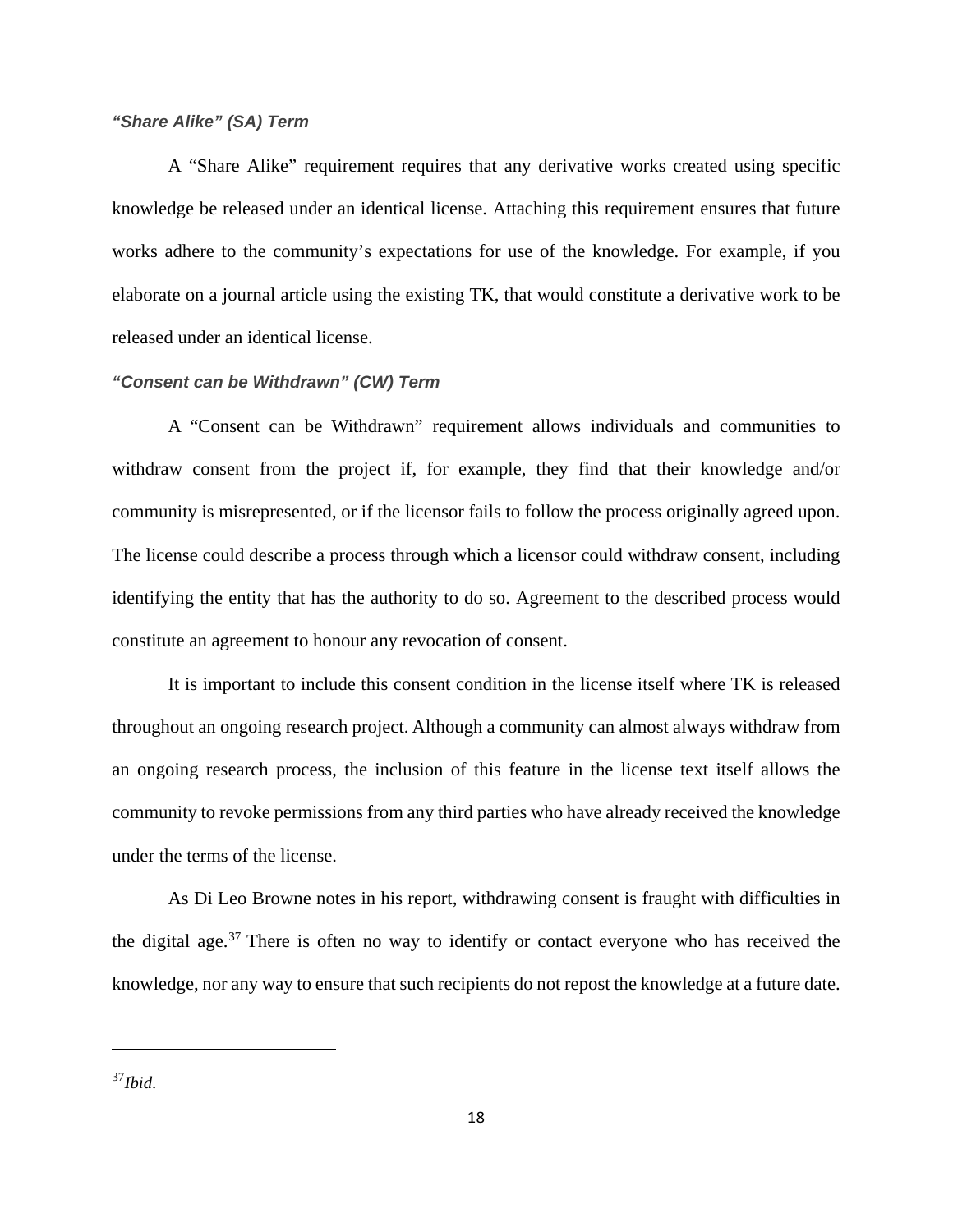### *"Share Alike" (SA) Term*

A "Share Alike" requirement requires that any derivative works created using specific knowledge be released under an identical license. Attaching this requirement ensures that future works adhere to the community's expectations for use of the knowledge. For example, if you elaborate on a journal article using the existing TK, that would constitute a derivative work to be released under an identical license.

### *"Consent can be Withdrawn" (CW) Term*

A "Consent can be Withdrawn" requirement allows individuals and communities to withdraw consent from the project if, for example, they find that their knowledge and/or community is misrepresented, or if the licensor fails to follow the process originally agreed upon. The license could describe a process through which a licensor could withdraw consent, including identifying the entity that has the authority to do so. Agreement to the described process would constitute an agreement to honour any revocation of consent.

It is important to include this consent condition in the license itself where TK is released throughout an ongoing research project. Although a community can almost always withdraw from an ongoing research process, the inclusion of this feature in the license text itself allows the community to revoke permissions from any third parties who have already received the knowledge under the terms of the license.

As Di Leo Browne notes in his report, withdrawing consent is fraught with difficulties in the digital age.[37] There is often no way to identify or contact everyone who has received the knowledge, nor any way to ensure that such recipients do not repost the knowledge at a future date.

---

[37] *Ibid.*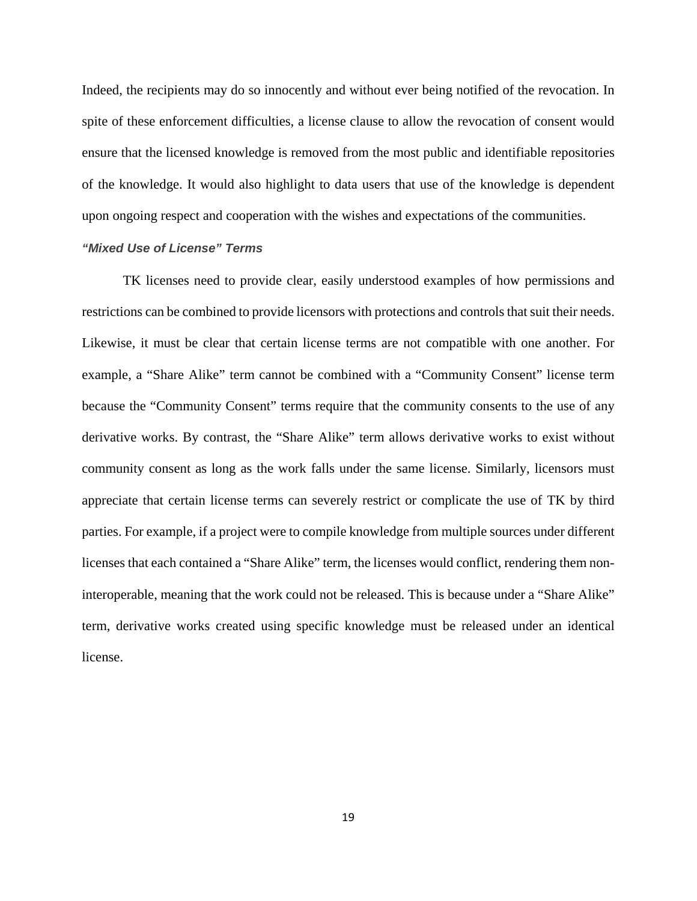Indeed, the recipients may do so innocently and without ever being notified of the revocation. In spite of these enforcement difficulties, a license clause to allow the revocation of consent would ensure that the licensed knowledge is removed from the most public and identifiable repositories of the knowledge. It would also highlight to data users that use of the knowledge is dependent upon ongoing respect and cooperation with the wishes and expectations of the communities.

### *“Mixed Use of License” Terms*

TK licenses need to provide clear, easily understood examples of how permissions and restrictions can be combined to provide licensors with protections and controls that suit their needs. Likewise, it must be clear that certain license terms are not compatible with one another. For example, a “Share Alike” term cannot be combined with a “Community Consent” license term because the “Community Consent” terms require that the community consents to the use of any derivative works. By contrast, the “Share Alike” term allows derivative works to exist without community consent as long as the work falls under the same license. Similarly, licensors must appreciate that certain license terms can severely restrict or complicate the use of TK by third parties. For example, if a project were to compile knowledge from multiple sources under different licenses that each contained a “Share Alike” term, the licenses would conflict, rendering them non-interoperable, meaning that the work could not be released. This is because under a “Share Alike” term, derivative works created using specific knowledge must be released under an identical license.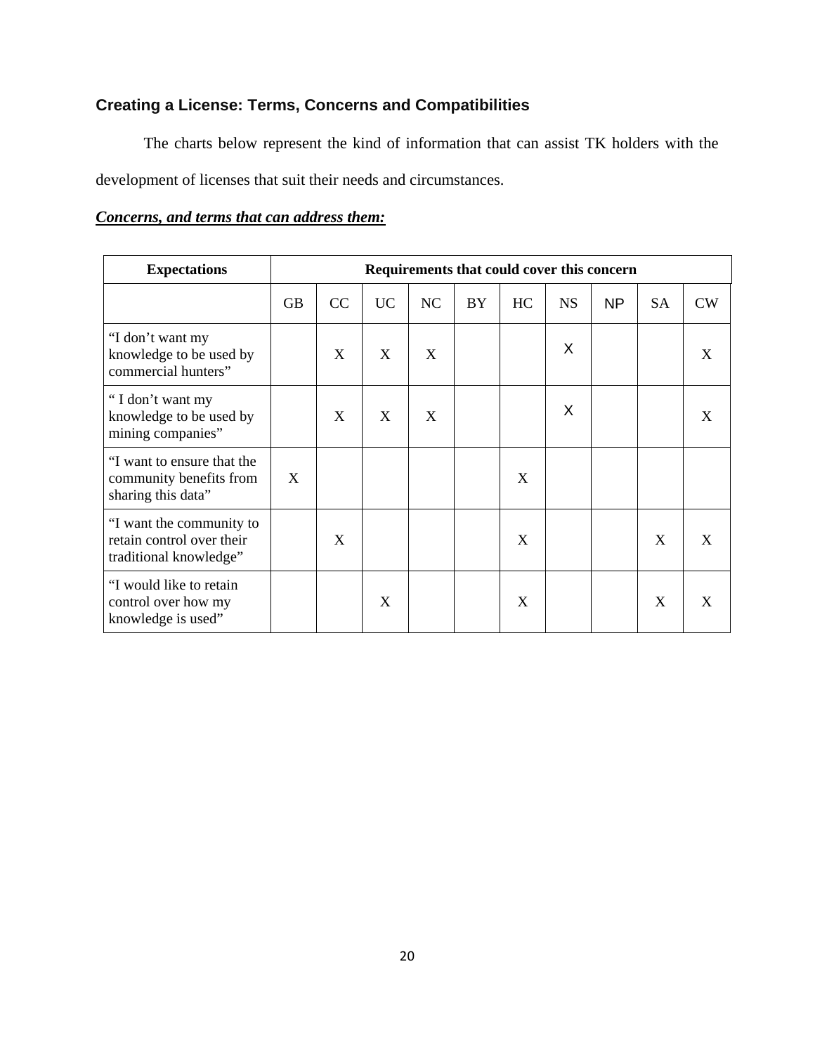### Creating a License: Terms, Concerns and Compatibilities

The charts below represent the kind of information that can assist TK holders with the development of licenses that suit their needs and circumstances.

***Concerns, and terms that can address them:***

| Expectations | Requirements that could cover this concern | | | | | | | | | |
|---|---|---|---|---|---|---|---|---|---|---|
| | GB | CC | UC | NC | BY | HC | NS | NP | SA | CW |
| "I don't want my knowledge to be used by commercial hunters" | | X | X | X | | | X | | | X |
| " I don't want my knowledge to be used by mining companies" | | X | X | X | | | X | | | X |
| "I want to ensure that the community benefits from sharing this data" | X | | | | | X | | | | |
| "I want the community to retain control over their traditional knowledge" | | X | | | | X | | | X | X |
| "I would like to retain control over how my knowledge is used" | | | X | | | X | | | X | X |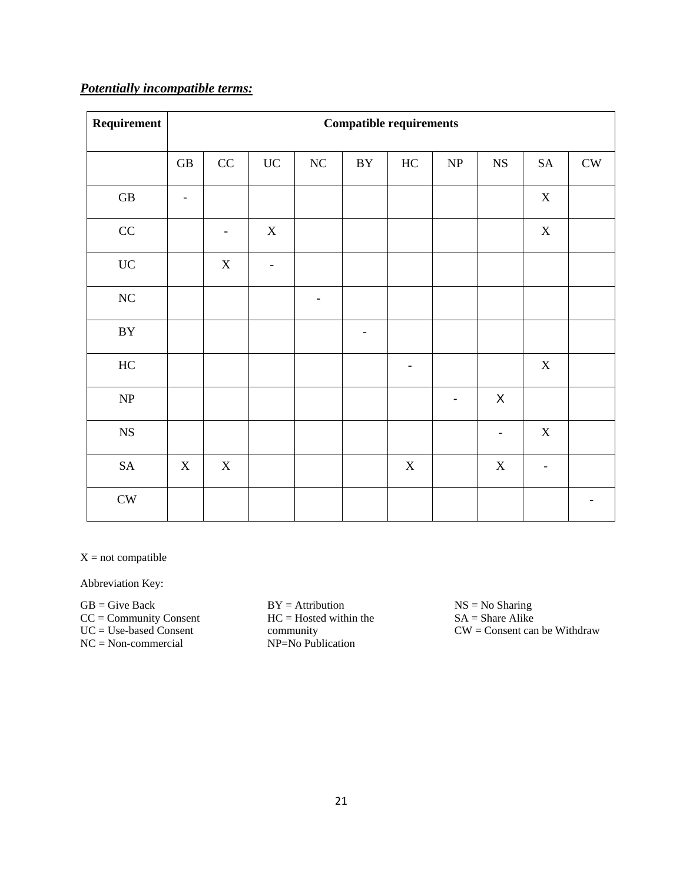***Potentially incompatible terms:***

| Requirement | Compatible requirements | | | | | | | | | |
|---|---|---|---|---|---|---|---|---|---|---|
| | GB | CC | UC | NC | BY | HC | NP | NS | SA | CW |
| GB | - | | | | | | | | X | |
| CC | | - | X | | | | | | X | |
| UC | | X | - | | | | | | | |
| NC | | | | - | | | | | | |
| BY | | | | | - | | | | | |
| HC | | | | | | - | | | X | |
| NP | | | | | | | - | X | | |
| NS | | | | | | | | - | X | |
| SA | X | X | | | | X | | X | - | |
| CW | | | | | | | | | | - |

X = not compatible

Abbreviation Key:

GB = Give Back
CC = Community Consent
UC = Use-based Consent
NC = Non-commercial
BY = Attribution
HC = Hosted within the community
NP=No Publication
NS = No Sharing
SA = Share Alike
CW = Consent can be Withdraw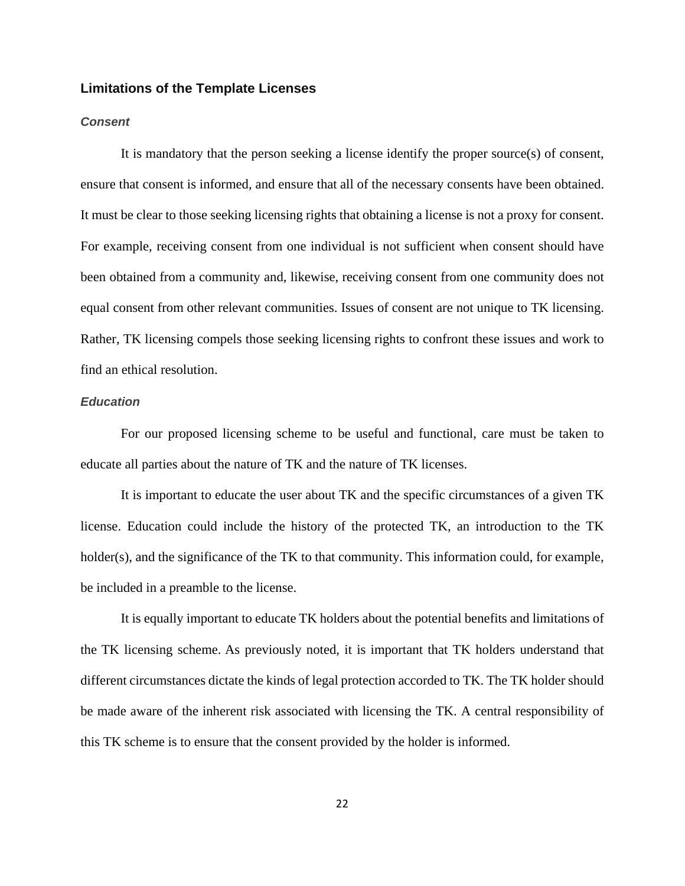## Limitations of the Template Licenses

### *Consent*

It is mandatory that the person seeking a license identify the proper source(s) of consent, ensure that consent is informed, and ensure that all of the necessary consents have been obtained. It must be clear to those seeking licensing rights that obtaining a license is not a proxy for consent. For example, receiving consent from one individual is not sufficient when consent should have been obtained from a community and, likewise, receiving consent from one community does not equal consent from other relevant communities. Issues of consent are not unique to TK licensing. Rather, TK licensing compels those seeking licensing rights to confront these issues and work to find an ethical resolution.

### *Education*

For our proposed licensing scheme to be useful and functional, care must be taken to educate all parties about the nature of TK and the nature of TK licenses.

It is important to educate the user about TK and the specific circumstances of a given TK license. Education could include the history of the protected TK, an introduction to the TK holder(s), and the significance of the TK to that community. This information could, for example, be included in a preamble to the license.

It is equally important to educate TK holders about the potential benefits and limitations of the TK licensing scheme. As previously noted, it is important that TK holders understand that different circumstances dictate the kinds of legal protection accorded to TK. The TK holder should be made aware of the inherent risk associated with licensing the TK. A central responsibility of this TK scheme is to ensure that the consent provided by the holder is informed.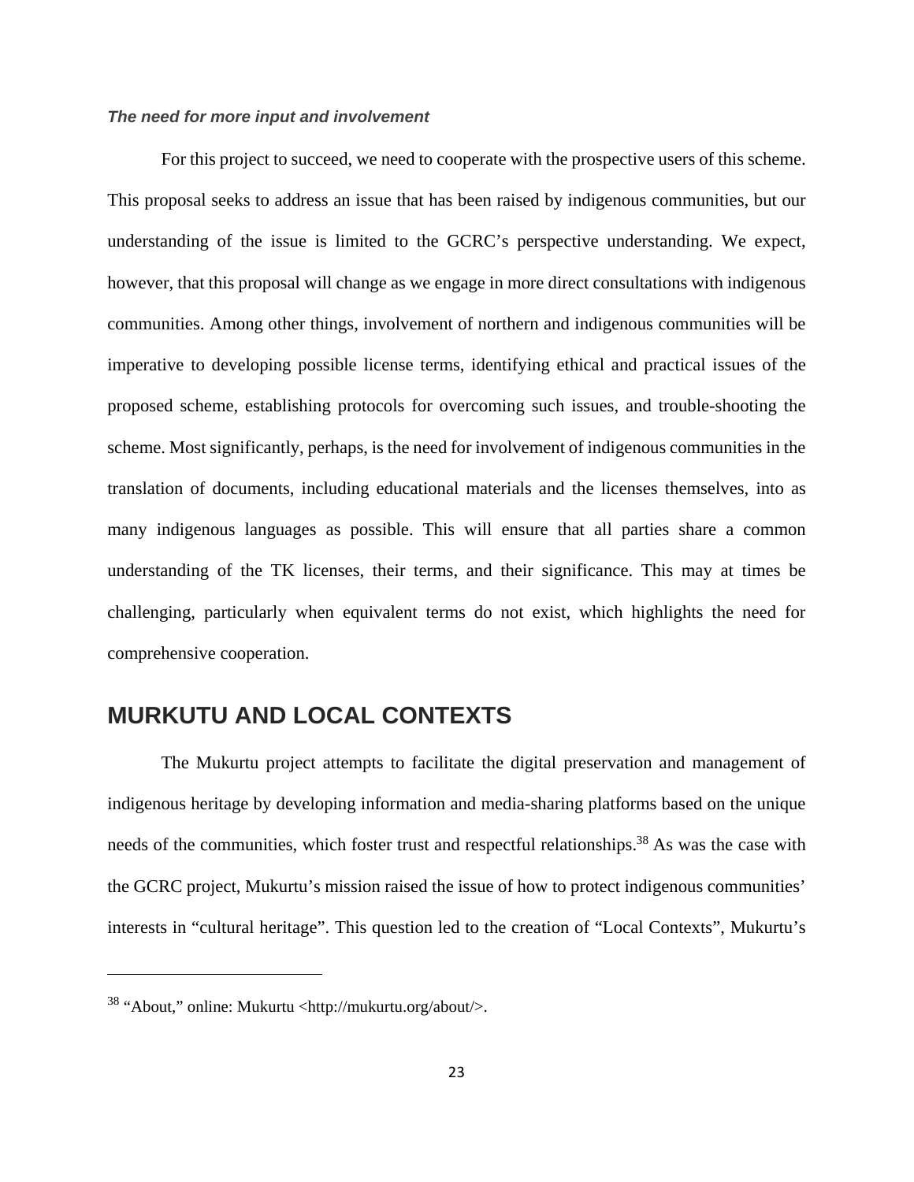### *The need for more input and involvement*

For this project to succeed, we need to cooperate with the prospective users of this scheme. This proposal seeks to address an issue that has been raised by indigenous communities, but our understanding of the issue is limited to the GCRC's perspective understanding. We expect, however, that this proposal will change as we engage in more direct consultations with indigenous communities. Among other things, involvement of northern and indigenous communities will be imperative to developing possible license terms, identifying ethical and practical issues of the proposed scheme, establishing protocols for overcoming such issues, and trouble-shooting the scheme. Most significantly, perhaps, is the need for involvement of indigenous communities in the translation of documents, including educational materials and the licenses themselves, into as many indigenous languages as possible. This will ensure that all parties share a common understanding of the TK licenses, their terms, and their significance. This may at times be challenging, particularly when equivalent terms do not exist, which highlights the need for comprehensive cooperation.

## MURKUTU AND LOCAL CONTEXTS

The Mukurtu project attempts to facilitate the digital preservation and management of indigenous heritage by developing information and media-sharing platforms based on the unique needs of the communities, which foster trust and respectful relationships.[38] As was the case with the GCRC project, Mukurtu's mission raised the issue of how to protect indigenous communities' interests in "cultural heritage". This question led to the creation of "Local Contexts", Mukurtu's

---

[38] "About," online: Mukurtu <http://mukurtu.org/about/>.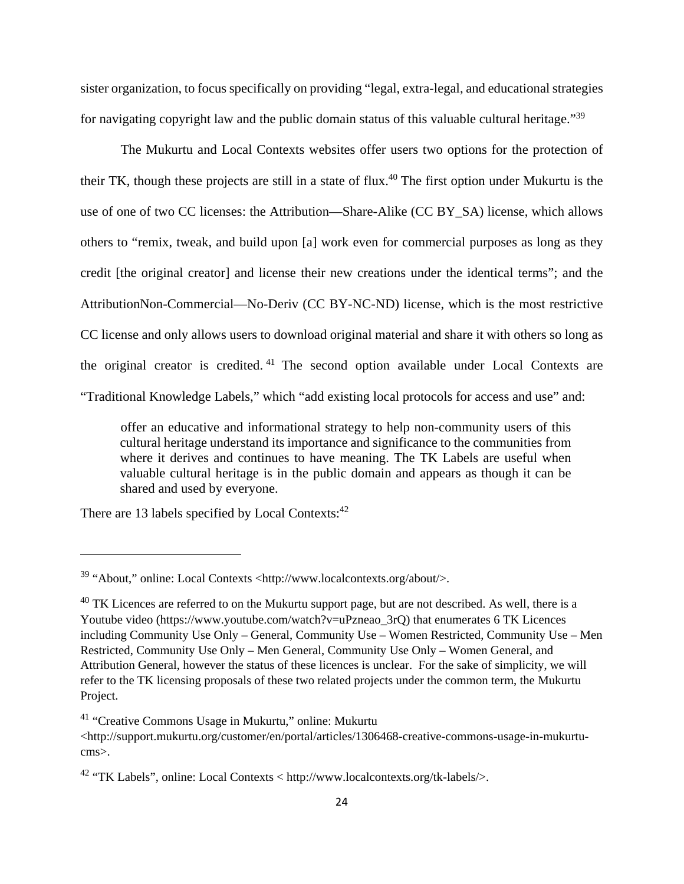sister organization, to focus specifically on providing "legal, extra-legal, and educational strategies for navigating copyright law and the public domain status of this valuable cultural heritage."[39]

The Mukurtu and Local Contexts websites offer users two options for the protection of their TK, though these projects are still in a state of flux.[40] The first option under Mukurtu is the use of one of two CC licenses: the Attribution—Share-Alike (CC BY_SA) license, which allows others to "remix, tweak, and build upon [a] work even for commercial purposes as long as they credit [the original creator] and license their new creations under the identical terms"; and the AttributionNon-Commercial—No-Deriv (CC BY-NC-ND) license, which is the most restrictive CC license and only allows users to download original material and share it with others so long as the original creator is credited.[41] The second option available under Local Contexts are "Traditional Knowledge Labels," which "add existing local protocols for access and use" and:

> offer an educative and informational strategy to help non-community users of this cultural heritage understand its importance and significance to the communities from where it derives and continues to have meaning. The TK Labels are useful when valuable cultural heritage is in the public domain and appears as though it can be shared and used by everyone.

There are 13 labels specified by Local Contexts:[42]

---

[39] "About," online: Local Contexts <http://www.localcontexts.org/about/>.

[40] TK Licences are referred to on the Mukurtu support page, but are not described. As well, there is a Youtube video (https://www.youtube.com/watch?v=uPzneao_3rQ) that enumerates 6 TK Licences including Community Use Only – General, Community Use – Women Restricted, Community Use – Men Restricted, Community Use Only – Men General, Community Use Only – Women General, and Attribution General, however the status of these licences is unclear. For the sake of simplicity, we will refer to the TK licensing proposals of these two related projects under the common term, the Mukurtu Project.

[41] "Creative Commons Usage in Mukurtu," online: Mukurtu <http://support.mukurtu.org/customer/en/portal/articles/1306468-creative-commons-usage-in-mukurtu-cms>.

[42] "TK Labels", online: Local Contexts < http://www.localcontexts.org/tk-labels/>.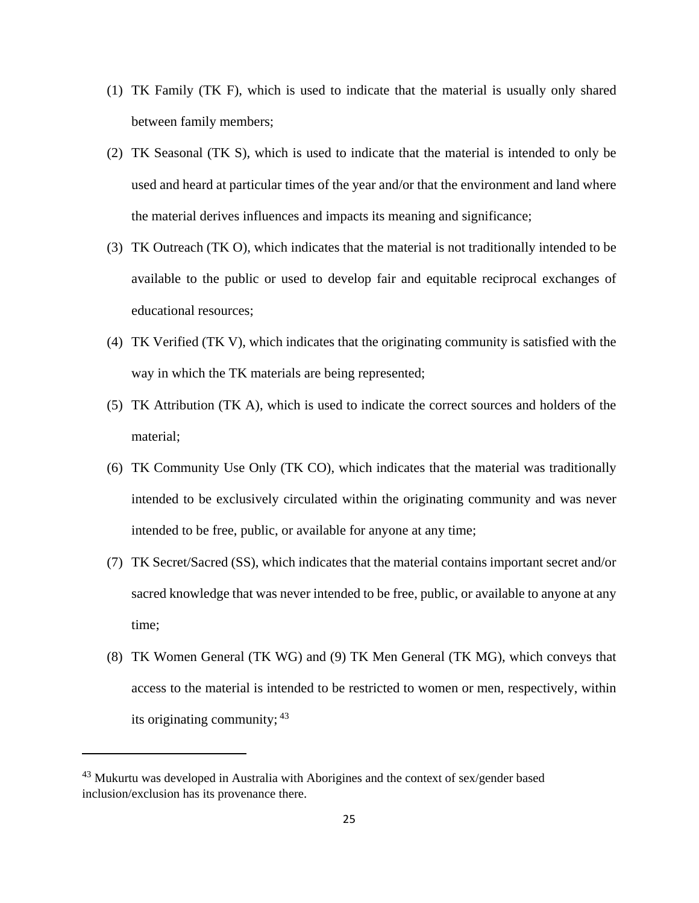(1) TK Family (TK F), which is used to indicate that the material is usually only shared between family members;

(2) TK Seasonal (TK S), which is used to indicate that the material is intended to only be used and heard at particular times of the year and/or that the environment and land where the material derives influences and impacts its meaning and significance;

(3) TK Outreach (TK O), which indicates that the material is not traditionally intended to be available to the public or used to develop fair and equitable reciprocal exchanges of educational resources;

(4) TK Verified (TK V), which indicates that the originating community is satisfied with the way in which the TK materials are being represented;

(5) TK Attribution (TK A), which is used to indicate the correct sources and holders of the material;

(6) TK Community Use Only (TK CO), which indicates that the material was traditionally intended to be exclusively circulated within the originating community and was never intended to be free, public, or available for anyone at any time;

(7) TK Secret/Sacred (SS), which indicates that the material contains important secret and/or sacred knowledge that was never intended to be free, public, or available to anyone at any time;

(8) TK Women General (TK WG) and (9) TK Men General (TK MG), which conveys that access to the material is intended to be restricted to women or men, respectively, within its originating community; [43]

---

[43] Mukurtu was developed in Australia with Aborigines and the context of sex/gender based inclusion/exclusion has its provenance there.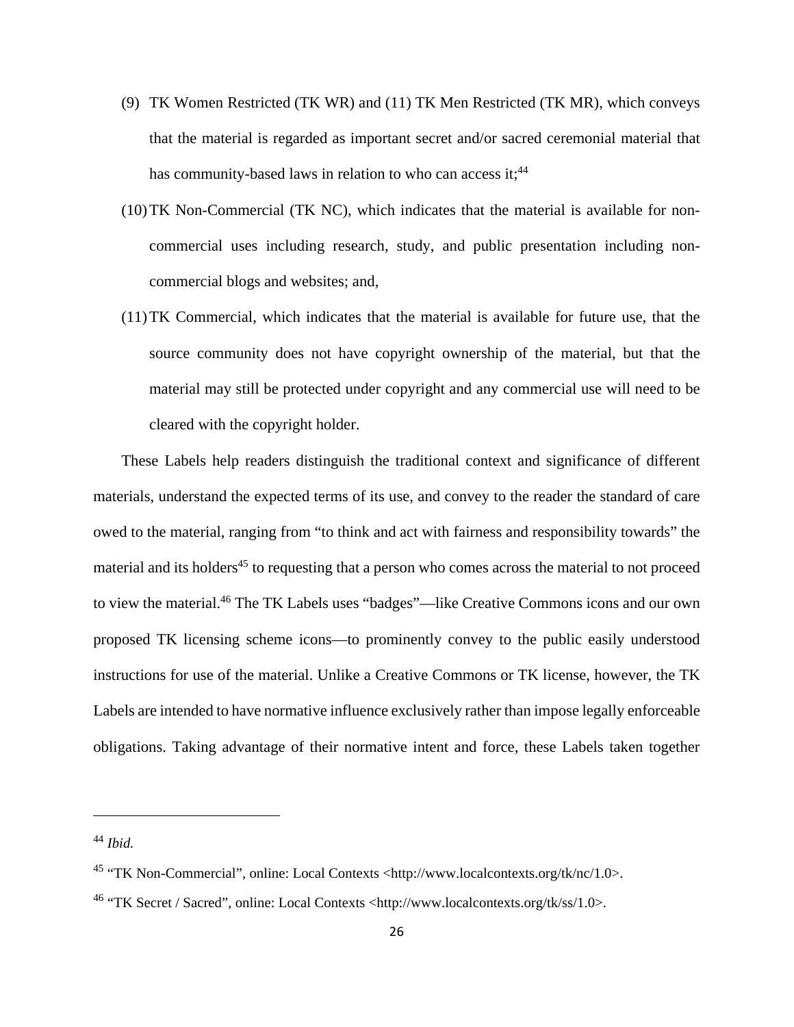(9) TK Women Restricted (TK WR) and (11) TK Men Restricted (TK MR), which conveys that the material is regarded as important secret and/or sacred ceremonial material that has community-based laws in relation to who can access it;[44]

(10) TK Non-Commercial (TK NC), which indicates that the material is available for non-commercial uses including research, study, and public presentation including non-commercial blogs and websites; and,

(11) TK Commercial, which indicates that the material is available for future use, that the source community does not have copyright ownership of the material, but that the material may still be protected under copyright and any commercial use will need to be cleared with the copyright holder.

These Labels help readers distinguish the traditional context and significance of different materials, understand the expected terms of its use, and convey to the reader the standard of care owed to the material, ranging from "to think and act with fairness and responsibility towards" the material and its holders[45] to requesting that a person who comes across the material to not proceed to view the material.[46] The TK Labels uses "badges"—like Creative Commons icons and our own proposed TK licensing scheme icons—to prominently convey to the public easily understood instructions for use of the material. Unlike a Creative Commons or TK license, however, the TK Labels are intended to have normative influence exclusively rather than impose legally enforceable obligations. Taking advantage of their normative intent and force, these Labels taken together

---

[44] *Ibid.*

[45] "TK Non-Commercial", online: Local Contexts <http://www.localcontexts.org/tk/nc/1.0>.

[46] "TK Secret / Sacred", online: Local Contexts <http://www.localcontexts.org/tk/ss/1.0>.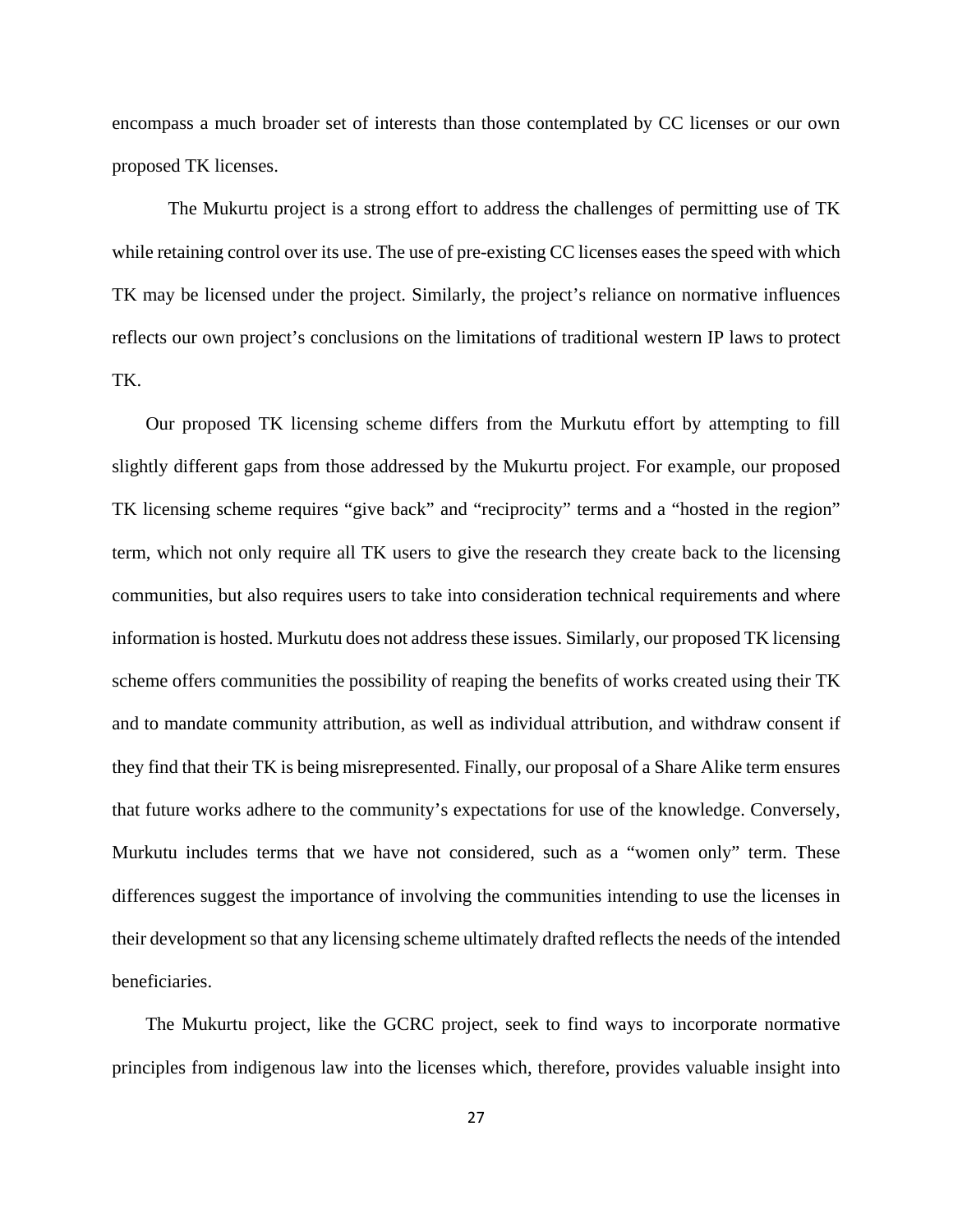encompass a much broader set of interests than those contemplated by CC licenses or our own proposed TK licenses.

The Mukurtu project is a strong effort to address the challenges of permitting use of TK while retaining control over its use. The use of pre-existing CC licenses eases the speed with which TK may be licensed under the project. Similarly, the project's reliance on normative influences reflects our own project's conclusions on the limitations of traditional western IP laws to protect TK.

Our proposed TK licensing scheme differs from the Murkutu effort by attempting to fill slightly different gaps from those addressed by the Mukurtu project. For example, our proposed TK licensing scheme requires "give back" and "reciprocity" terms and a "hosted in the region" term, which not only require all TK users to give the research they create back to the licensing communities, but also requires users to take into consideration technical requirements and where information is hosted. Murkutu does not address these issues. Similarly, our proposed TK licensing scheme offers communities the possibility of reaping the benefits of works created using their TK and to mandate community attribution, as well as individual attribution, and withdraw consent if they find that their TK is being misrepresented. Finally, our proposal of a Share Alike term ensures that future works adhere to the community's expectations for use of the knowledge. Conversely, Murkutu includes terms that we have not considered, such as a "women only" term. These differences suggest the importance of involving the communities intending to use the licenses in their development so that any licensing scheme ultimately drafted reflects the needs of the intended beneficiaries.

The Mukurtu project, like the GCRC project, seek to find ways to incorporate normative principles from indigenous law into the licenses which, therefore, provides valuable insight into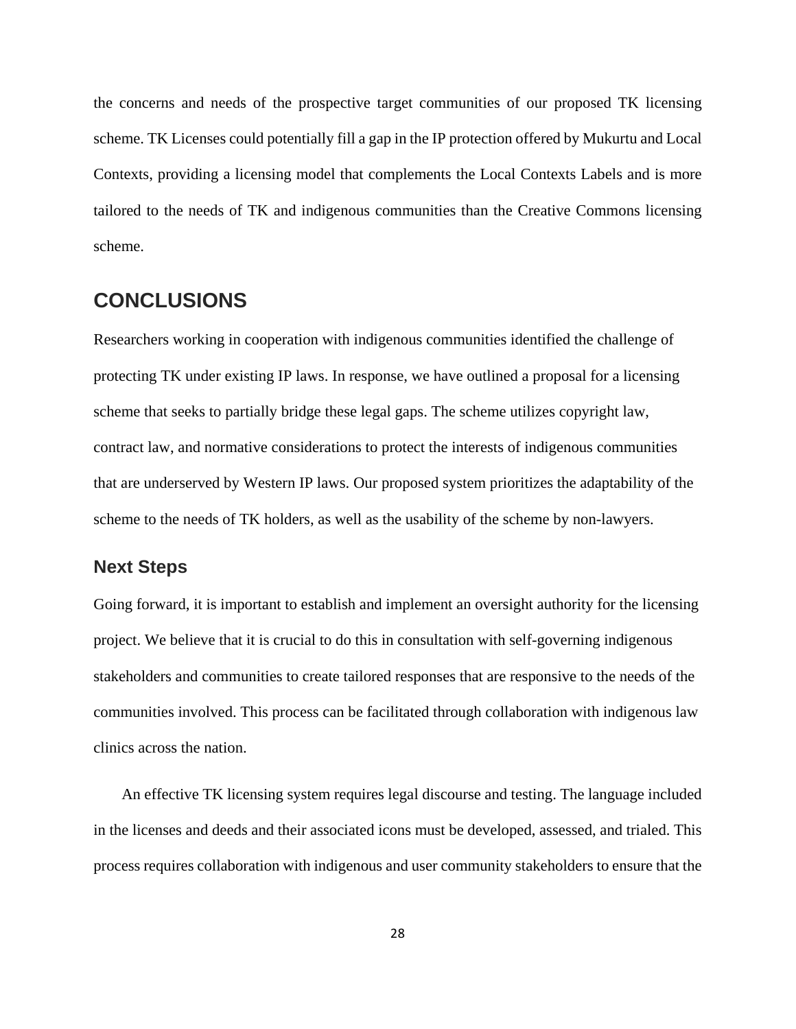the concerns and needs of the prospective target communities of our proposed TK licensing scheme. TK Licenses could potentially fill a gap in the IP protection offered by Mukurtu and Local Contexts, providing a licensing model that complements the Local Contexts Labels and is more tailored to the needs of TK and indigenous communities than the Creative Commons licensing scheme.

## CONCLUSIONS

Researchers working in cooperation with indigenous communities identified the challenge of protecting TK under existing IP laws. In response, we have outlined a proposal for a licensing scheme that seeks to partially bridge these legal gaps. The scheme utilizes copyright law, contract law, and normative considerations to protect the interests of indigenous communities that are underserved by Western IP laws. Our proposed system prioritizes the adaptability of the scheme to the needs of TK holders, as well as the usability of the scheme by non-lawyers.

### Next Steps

Going forward, it is important to establish and implement an oversight authority for the licensing project. We believe that it is crucial to do this in consultation with self-governing indigenous stakeholders and communities to create tailored responses that are responsive to the needs of the communities involved. This process can be facilitated through collaboration with indigenous law clinics across the nation.

An effective TK licensing system requires legal discourse and testing. The language included in the licenses and deeds and their associated icons must be developed, assessed, and trialed. This process requires collaboration with indigenous and user community stakeholders to ensure that the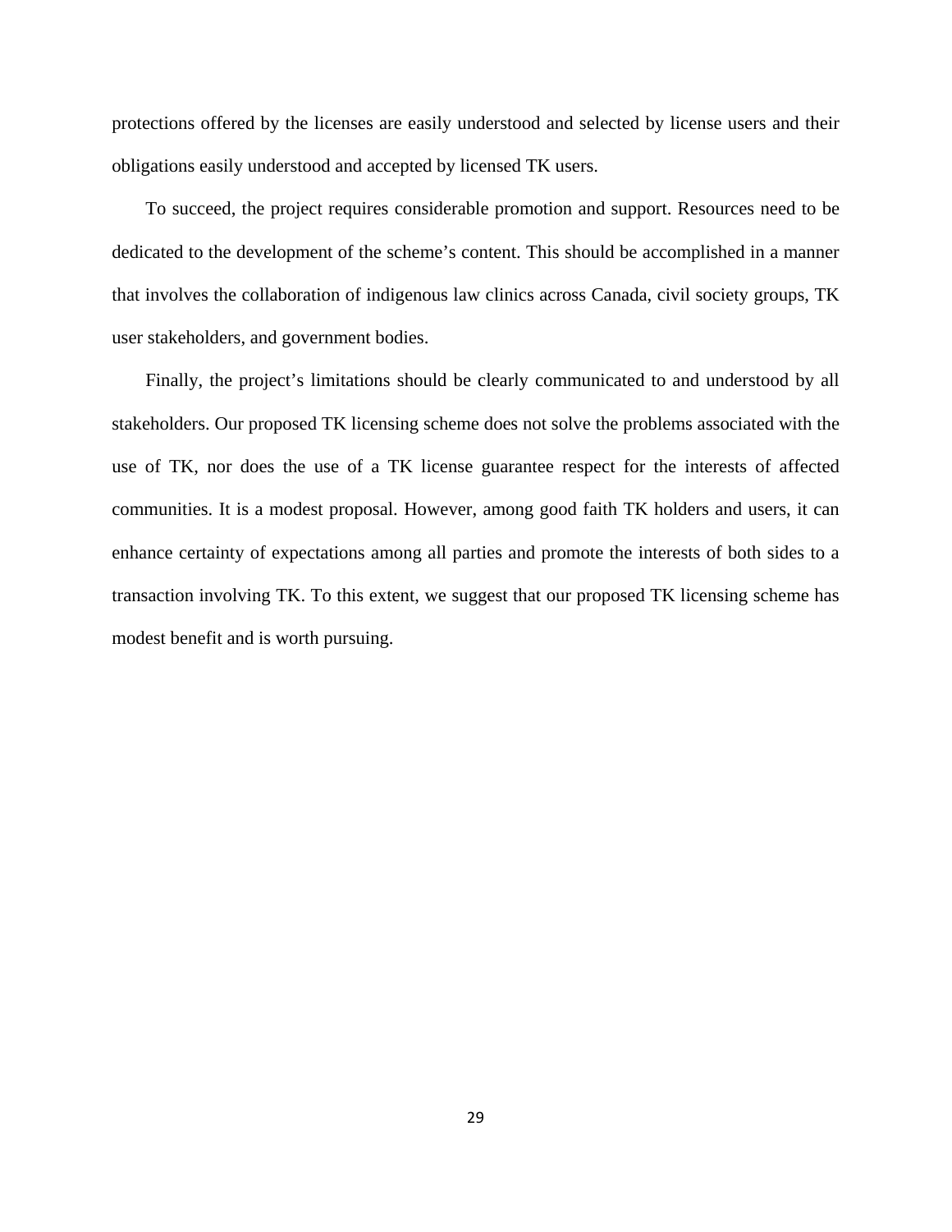protections offered by the licenses are easily understood and selected by license users and their obligations easily understood and accepted by licensed TK users.

To succeed, the project requires considerable promotion and support. Resources need to be dedicated to the development of the scheme's content. This should be accomplished in a manner that involves the collaboration of indigenous law clinics across Canada, civil society groups, TK user stakeholders, and government bodies.

Finally, the project's limitations should be clearly communicated to and understood by all stakeholders. Our proposed TK licensing scheme does not solve the problems associated with the use of TK, nor does the use of a TK license guarantee respect for the interests of affected communities. It is a modest proposal. However, among good faith TK holders and users, it can enhance certainty of expectations among all parties and promote the interests of both sides to a transaction involving TK. To this extent, we suggest that our proposed TK licensing scheme has modest benefit and is worth pursuing.